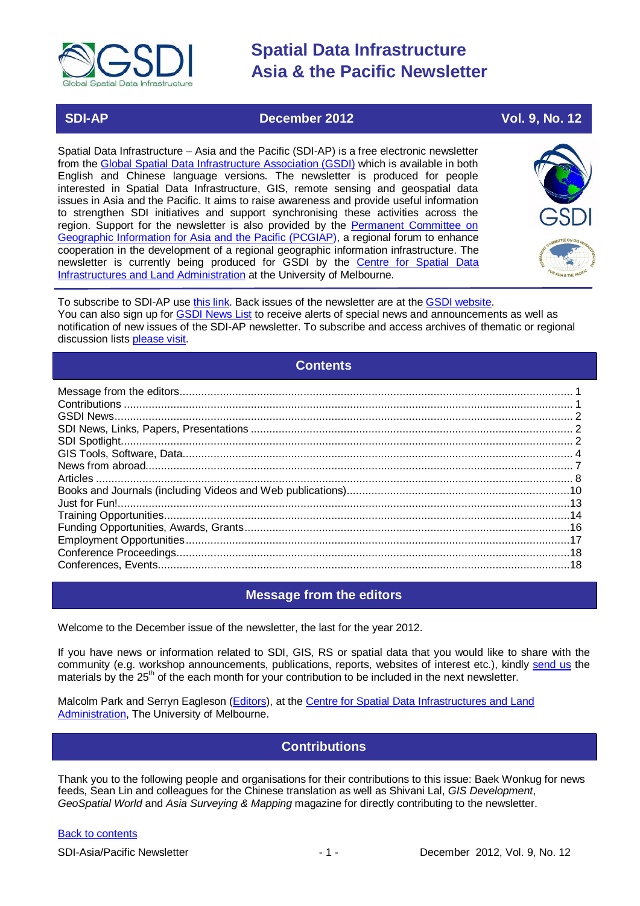# Spatial Data Infrastructure Asia & the Pacific Newsletter

**SDI-AP** | **December 2012** | **Vol. 9, No. 12**

Spatial Data Infrastructure – Asia and the Pacific (SDI-AP) is a free electronic newsletter from the Global Spatial Data Infrastructure Association (GSDI) which is available in both English and Chinese language versions. The newsletter is produced for people interested in Spatial Data Infrastructure, GIS, remote sensing and geospatial data issues in Asia and the Pacific. It aims to raise awareness and provide useful information to strengthen SDI initiatives and support synchronising these activities across the region. Support for the newsletter is also provided by the Permanent Committee on Geographic Information for Asia and the Pacific (PCGIAP), a regional forum to enhance cooperation in the development of a regional geographic information infrastructure. The newsletter is currently being produced for GSDI by the Centre for Spatial Data Infrastructures and Land Administration at the University of Melbourne.

To subscribe to SDI-AP use this link. Back issues of the newsletter are at the GSDI website.
You can also sign up for GSDI News List to receive alerts of special news and announcements as well as notification of new issues of the SDI-AP newsletter. To subscribe and access archives of thematic or regional discussion lists please visit.

## Contents

- Message from the editors ... 1
- Contributions ... 1
- GSDI News ... 2
- SDI News, Links, Papers, Presentations ... 2
- SDI Spotlight ... 2
- GIS Tools, Software, Data ... 4
- News from abroad ... 7
- Articles ... 8
- Books and Journals (including Videos and Web publications) ... 10
- Just for Fun! ... 13
- Training Opportunities ... 14
- Funding Opportunities, Awards, Grants ... 16
- Employment Opportunities ... 17
- Conference Proceedings ... 18
- Conferences, Events ... 18

## Message from the editors

Welcome to the December issue of the newsletter, the last for the year 2012.

If you have news or information related to SDI, GIS, RS or spatial data that you would like to share with the community (e.g. workshop announcements, publications, reports, websites of interest etc.), kindly send us the materials by the 25th of the each month for your contribution to be included in the next newsletter.

Malcolm Park and Serryn Eagleson (Editors), at the Centre for Spatial Data Infrastructures and Land Administration, The University of Melbourne.

## Contributions

Thank you to the following people and organisations for their contributions to this issue: Baek Wonkug for news feeds, Sean Lin and colleagues for the Chinese translation as well as Shivani Lal, *GIS Development*, *GeoSpatial World* and *Asia Surveying & Mapping* magazine for directly contributing to the newsletter.

Back to contents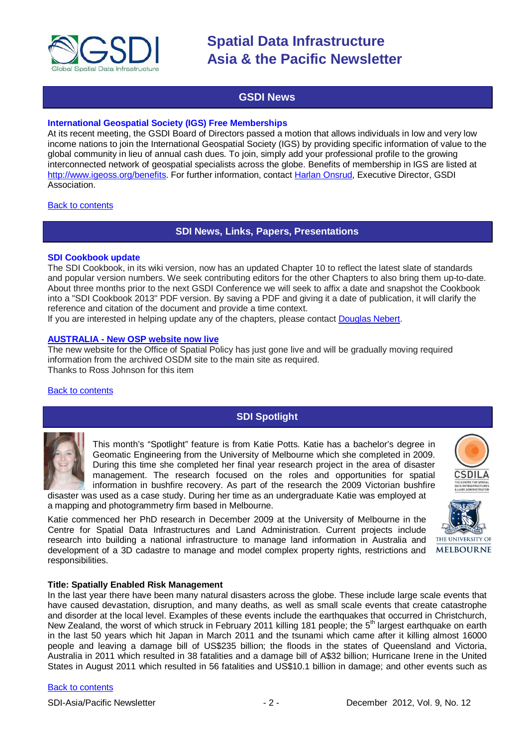## GSDI News

### International Geospatial Society (IGS) Free Memberships

At its recent meeting, the GSDI Board of Directors passed a motion that allows individuals in low and very low income nations to join the International Geospatial Society (IGS) by providing specific information of value to the global community in lieu of annual cash dues. To join, simply add your professional profile to the growing interconnected network of geospatial specialists across the globe. Benefits of membership in IGS are listed at http://www.igeoss.org/benefits. For further information, contact Harlan Onsrud, Executive Director, GSDI Association.

Back to contents

## SDI News, Links, Papers, Presentations

### SDI Cookbook update

The SDI Cookbook, in its wiki version, now has an updated Chapter 10 to reflect the latest slate of standards and popular version numbers. We seek contributing editors for the other Chapters to also bring them up-to-date. About three months prior to the next GSDI Conference we will seek to affix a date and snapshot the Cookbook into a "SDI Cookbook 2013" PDF version. By saving a PDF and giving it a date of publication, it will clarify the reference and citation of the document and provide a time context.
If you are interested in helping update any of the chapters, please contact Douglas Nebert.

### AUSTRALIA - New OSP website now live

The new website for the Office of Spatial Policy has just gone live and will be gradually moving required information from the archived OSDM site to the main site as required.
Thanks to Ross Johnson for this item

Back to contents

## SDI Spotlight

This month's "Spotlight" feature is from Katie Potts. Katie has a bachelor's degree in Geomatic Engineering from the University of Melbourne which she completed in 2009. During this time she completed her final year research project in the area of disaster management. The research focused on the roles and opportunities for spatial information in bushfire recovery. As part of the research the 2009 Victorian bushfire disaster was used as a case study. During her time as an undergraduate Katie was employed at a mapping and photogrammetry firm based in Melbourne.

Katie commenced her PhD research in December 2009 at the University of Melbourne in the Centre for Spatial Data Infrastructures and Land Administration. Current projects include research into building a national infrastructure to manage land information in Australia and development of a 3D cadastre to manage and model complex property rights, restrictions and responsibilities.

**Title: Spatially Enabled Risk Management**

In the last year there have been many natural disasters across the globe. These include large scale events that have caused devastation, disruption, and many deaths, as well as small scale events that create catastrophe and disorder at the local level. Examples of these events include the earthquakes that occurred in Christchurch, New Zealand, the worst of which struck in February 2011 killing 181 people; the 5th largest earthquake on earth in the last 50 years which hit Japan in March 2011 and the tsunami which came after it killing almost 16000 people and leaving a damage bill of US$235 billion; the floods in the states of Queensland and Victoria, Australia in 2011 which resulted in 38 fatalities and a damage bill of A$32 billion; Hurricane Irene in the United States in August 2011 which resulted in 56 fatalities and US$10.1 billion in damage; and other events such as

Back to contents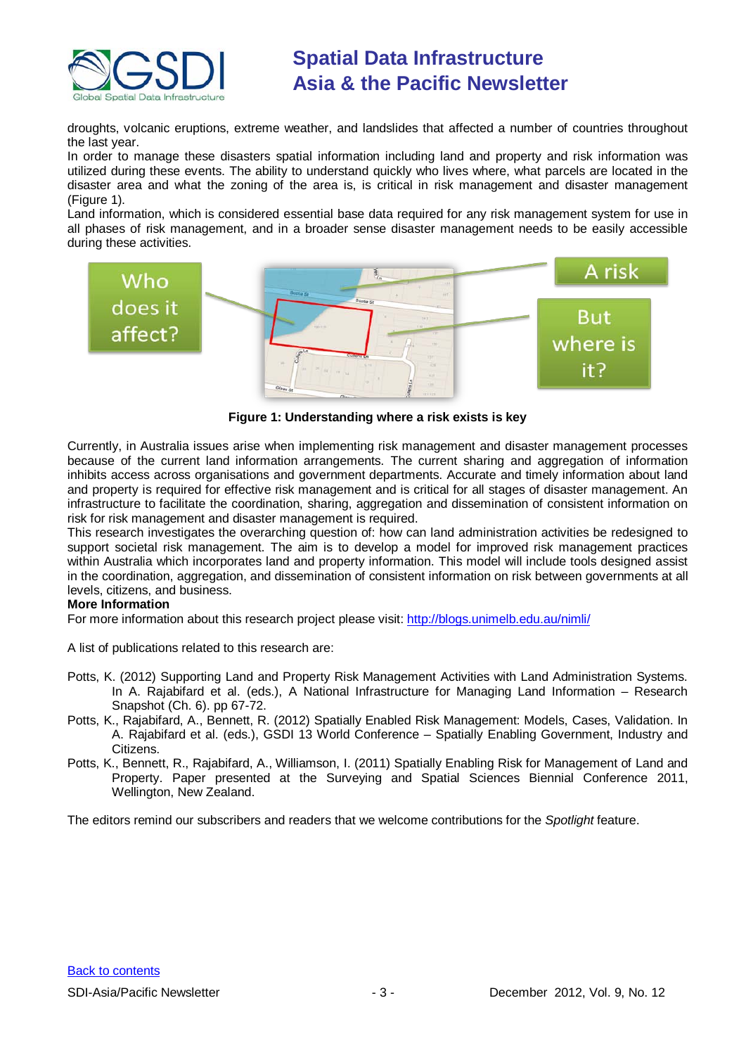droughts, volcanic eruptions, extreme weather, and landslides that affected a number of countries throughout the last year.

In order to manage these disasters spatial information including land and property and risk information was utilized during these events. The ability to understand quickly who lives where, what parcels are located in the disaster area and what the zoning of the area is, is critical in risk management and disaster management (Figure 1).

Land information, which is considered essential base data required for any risk management system for use in all phases of risk management, and in a broader sense disaster management needs to be easily accessible during these activities.

**Figure 1: Understanding where a risk exists is key**

Currently, in Australia issues arise when implementing risk management and disaster management processes because of the current land information arrangements. The current sharing and aggregation of information inhibits access across organisations and government departments. Accurate and timely information about land and property is required for effective risk management and is critical for all stages of disaster management. An infrastructure to facilitate the coordination, sharing, aggregation and dissemination of consistent information on risk for risk management and disaster management is required.

This research investigates the overarching question of: how can land administration activities be redesigned to support societal risk management. The aim is to develop a model for improved risk management practices within Australia which incorporates land and property information. This model will include tools designed assist in the coordination, aggregation, and dissemination of consistent information on risk between governments at all levels, citizens, and business.

**More Information**

For more information about this research project please visit: [http://blogs.unimelb.edu.au/nimli/](http://blogs.unimelb.edu.au/nimli/)

A list of publications related to this research are:

Potts, K. (2012) Supporting Land and Property Risk Management Activities with Land Administration Systems. In A. Rajabifard et al. (eds.), A National Infrastructure for Managing Land Information – Research Snapshot (Ch. 6). pp 67-72.

Potts, K., Rajabifard, A., Bennett, R. (2012) Spatially Enabled Risk Management: Models, Cases, Validation. In A. Rajabifard et al. (eds.), GSDI 13 World Conference – Spatially Enabling Government, Industry and Citizens.

Potts, K., Bennett, R., Rajabifard, A., Williamson, I. (2011) Spatially Enabling Risk for Management of Land and Property. Paper presented at the Surveying and Spatial Sciences Biennial Conference 2011, Wellington, New Zealand.

The editors remind our subscribers and readers that we welcome contributions for the *Spotlight* feature.

[Back to contents]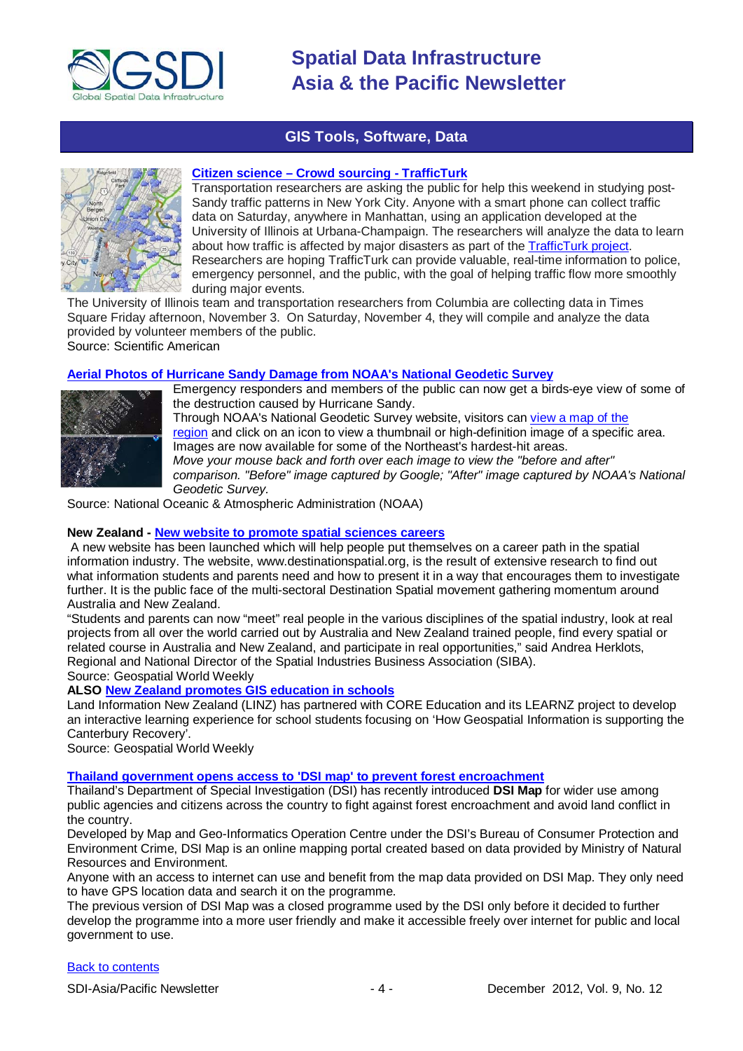## GIS Tools, Software, Data

### Citizen science – Crowd sourcing - TrafficTurk

Transportation researchers are asking the public for help this weekend in studying post-Sandy traffic patterns in New York City. Anyone with a smart phone can collect traffic data on Saturday, anywhere in Manhattan, using an application developed at the University of Illinois at Urbana-Champaign. The researchers will analyze the data to learn about how traffic is affected by major disasters as part of the TrafficTurk project. Researchers are hoping TrafficTurk can provide valuable, real-time information to police, emergency personnel, and the public, with the goal of helping traffic flow more smoothly during major events.

The University of Illinois team and transportation researchers from Columbia are collecting data in Times Square Friday afternoon, November 3. On Saturday, November 4, they will compile and analyze the data provided by volunteer members of the public.

Source: Scientific American

### Aerial Photos of Hurricane Sandy Damage from NOAA's National Geodetic Survey

Emergency responders and members of the public can now get a birds-eye view of some of the destruction caused by Hurricane Sandy.

Through NOAA's National Geodetic Survey website, visitors can view a map of the region and click on an icon to view a thumbnail or high-definition image of a specific area. Images are now available for some of the Northeast's hardest-hit areas.

*Move your mouse back and forth over each image to view the "before and after" comparison. "Before" image captured by Google; "After" image captured by NOAA's National Geodetic Survey.*

Source: National Oceanic & Atmospheric Administration (NOAA)

**New Zealand - New website to promote spatial sciences careers**

A new website has been launched which will help people put themselves on a career path in the spatial information industry. The website, www.destinationspatial.org, is the result of extensive research to find out what information students and parents need and how to present it in a way that encourages them to investigate further. It is the public face of the multi-sectoral Destination Spatial movement gathering momentum around Australia and New Zealand.

"Students and parents can now "meet" real people in the various disciplines of the spatial industry, look at real projects from all over the world carried out by Australia and New Zealand trained people, find every spatial or related course in Australia and New Zealand, and participate in real opportunities," said Andrea Herklots, Regional and National Director of the Spatial Industries Business Association (SIBA).

Source: Geospatial World Weekly

**ALSO New Zealand promotes GIS education in schools**

Land Information New Zealand (LINZ) has partnered with CORE Education and its LEARNZ project to develop an interactive learning experience for school students focusing on 'How Geospatial Information is supporting the Canterbury Recovery'.

Source: Geospatial World Weekly

### Thailand government opens access to 'DSI map' to prevent forest encroachment

Thailand's Department of Special Investigation (DSI) has recently introduced **DSI Map** for wider use among public agencies and citizens across the country to fight against forest encroachment and avoid land conflict in the country.

Developed by Map and Geo-Informatics Operation Centre under the DSI's Bureau of Consumer Protection and Environment Crime, DSI Map is an online mapping portal created based on data provided by Ministry of Natural Resources and Environment.

Anyone with an access to internet can use and benefit from the map data provided on DSI Map. They only need to have GPS location data and search it on the programme.

The previous version of DSI Map was a closed programme used by the DSI only before it decided to further develop the programme into a more user friendly and make it accessible freely over internet for public and local government to use.

Back to contents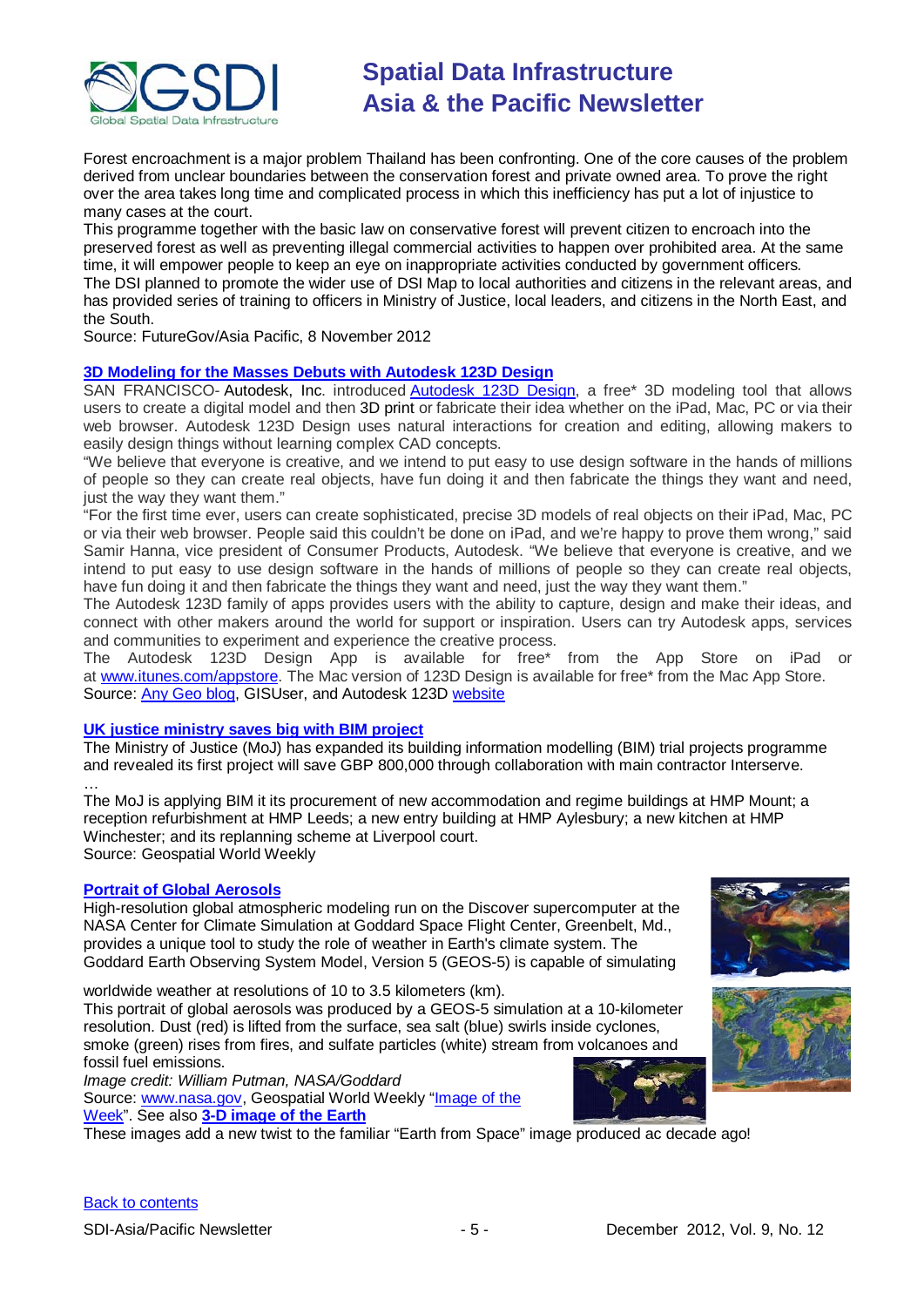Forest encroachment is a major problem Thailand has been confronting. One of the core causes of the problem derived from unclear boundaries between the conservation forest and private owned area. To prove the right over the area takes long time and complicated process in which this inefficiency has put a lot of injustice to many cases at the court.

This programme together with the basic law on conservative forest will prevent citizen to encroach into the preserved forest as well as preventing illegal commercial activities to happen over prohibited area. At the same time, it will empower people to keep an eye on inappropriate activities conducted by government officers.

The DSI planned to promote the wider use of DSI Map to local authorities and citizens in the relevant areas, and has provided series of training to officers in Ministry of Justice, local leaders, and citizens in the North East, and the South.

Source: FutureGov/Asia Pacific, 8 November 2012

### 3D Modeling for the Masses Debuts with Autodesk 123D Design

SAN FRANCISCO- Autodesk, Inc. introduced Autodesk 123D Design, a free* 3D modeling tool that allows users to create a digital model and then 3D print or fabricate their idea whether on the iPad, Mac, PC or via their web browser. Autodesk 123D Design uses natural interactions for creation and editing, allowing makers to easily design things without learning complex CAD concepts.

"We believe that everyone is creative, and we intend to put easy to use design software in the hands of millions of people so they can create real objects, have fun doing it and then fabricate the things they want and need, just the way they want them."

"For the first time ever, users can create sophisticated, precise 3D models of real objects on their iPad, Mac, PC or via their web browser. People said this couldn't be done on iPad, and we're happy to prove them wrong," said Samir Hanna, vice president of Consumer Products, Autodesk. "We believe that everyone is creative, and we intend to put easy to use design software in the hands of millions of people so they can create real objects, have fun doing it and then fabricate the things they want and need, just the way they want them."

The Autodesk 123D family of apps provides users with the ability to capture, design and make their ideas, and connect with other makers around the world for support or inspiration. Users can try Autodesk apps, services and communities to experiment and experience the creative process.

The Autodesk 123D Design App is available for free* from the App Store on iPad or at www.itunes.com/appstore. The Mac version of 123D Design is available for free* from the Mac App Store.

Source: Any Geo blog, GISUser, and Autodesk 123D website

### UK justice ministry saves big with BIM project

The Ministry of Justice (MoJ) has expanded its building information modelling (BIM) trial projects programme and revealed its first project will save GBP 800,000 through collaboration with main contractor Interserve.

…

The MoJ is applying BIM it its procurement of new accommodation and regime buildings at HMP Mount; a reception refurbishment at HMP Leeds; a new entry building at HMP Aylesbury; a new kitchen at HMP Winchester; and its replanning scheme at Liverpool court.

Source: Geospatial World Weekly

### Portrait of Global Aerosols

High-resolution global atmospheric modeling run on the Discover supercomputer at the NASA Center for Climate Simulation at Goddard Space Flight Center, Greenbelt, Md., provides a unique tool to study the role of weather in Earth's climate system. The Goddard Earth Observing System Model, Version 5 (GEOS-5) is capable of simulating worldwide weather at resolutions of 10 to 3.5 kilometers (km).

This portrait of global aerosols was produced by a GEOS-5 simulation at a 10-kilometer resolution. Dust (red) is lifted from the surface, sea salt (blue) swirls inside cyclones, smoke (green) rises from fires, and sulfate particles (white) stream from volcanoes and fossil fuel emissions.

*Image credit: William Putman, NASA/Goddard*

Source: www.nasa.gov, Geospatial World Weekly "Image of the Week". See also **3-D image of the Earth**

These images add a new twist to the familiar "Earth from Space" image produced ac decade ago!

Back to contents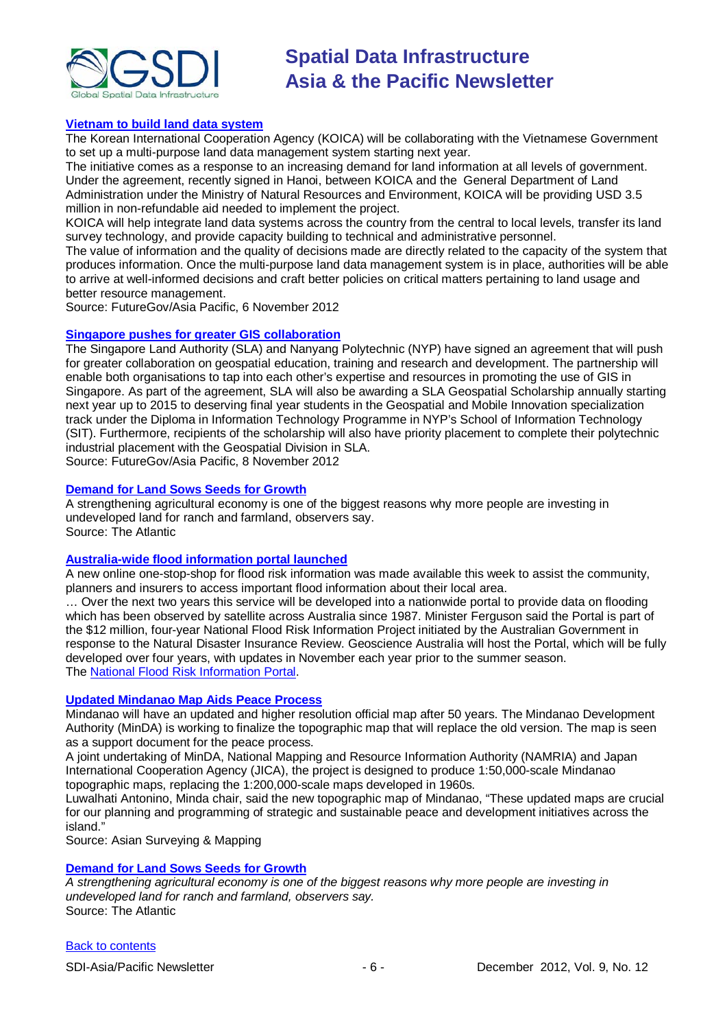### Vietnam to build land data system

The Korean International Cooperation Agency (KOICA) will be collaborating with the Vietnamese Government to set up a multi-purpose land data management system starting next year.

The initiative comes as a response to an increasing demand for land information at all levels of government. Under the agreement, recently signed in Hanoi, between KOICA and the General Department of Land Administration under the Ministry of Natural Resources and Environment, KOICA will be providing USD 3.5 million in non-refundable aid needed to implement the project.

KOICA will help integrate land data systems across the country from the central to local levels, transfer its land survey technology, and provide capacity building to technical and administrative personnel.

The value of information and the quality of decisions made are directly related to the capacity of the system that produces information. Once the multi-purpose land data management system is in place, authorities will be able to arrive at well-informed decisions and craft better policies on critical matters pertaining to land usage and better resource management.

Source: FutureGov/Asia Pacific, 6 November 2012

### Singapore pushes for greater GIS collaboration

The Singapore Land Authority (SLA) and Nanyang Polytechnic (NYP) have signed an agreement that will push for greater collaboration on geospatial education, training and research and development. The partnership will enable both organisations to tap into each other's expertise and resources in promoting the use of GIS in Singapore. As part of the agreement, SLA will also be awarding a SLA Geospatial Scholarship annually starting next year up to 2015 to deserving final year students in the Geospatial and Mobile Innovation specialization track under the Diploma in Information Technology Programme in NYP's School of Information Technology (SIT). Furthermore, recipients of the scholarship will also have priority placement to complete their polytechnic industrial placement with the Geospatial Division in SLA.

Source: FutureGov/Asia Pacific, 8 November 2012

### Demand for Land Sows Seeds for Growth

A strengthening agricultural economy is one of the biggest reasons why more people are investing in undeveloped land for ranch and farmland, observers say.

Source: The Atlantic

### Australia-wide flood information portal launched

A new online one-stop-shop for flood risk information was made available this week to assist the community, planners and insurers to access important flood information about their local area.

… Over the next two years this service will be developed into a nationwide portal to provide data on flooding which has been observed by satellite across Australia since 1987. Minister Ferguson said the Portal is part of the $12 million, four-year National Flood Risk Information Project initiated by the Australian Government in response to the Natural Disaster Insurance Review. Geoscience Australia will host the Portal, which will be fully developed over four years, with updates in November each year prior to the summer season.

The National Flood Risk Information Portal.

### Updated Mindanao Map Aids Peace Process

Mindanao will have an updated and higher resolution official map after 50 years. The Mindanao Development Authority (MinDA) is working to finalize the topographic map that will replace the old version. The map is seen as a support document for the peace process.

A joint undertaking of MinDA, National Mapping and Resource Information Authority (NAMRIA) and Japan International Cooperation Agency (JICA), the project is designed to produce 1:50,000-scale Mindanao topographic maps, replacing the 1:200,000-scale maps developed in 1960s.

Luwalhati Antonino, Minda chair, said the new topographic map of Mindanao, "These updated maps are crucial for our planning and programming of strategic and sustainable peace and development initiatives across the island."

Source: Asian Surveying & Mapping

### Demand for Land Sows Seeds for Growth

*A strengthening agricultural economy is one of the biggest reasons why more people are investing in undeveloped land for ranch and farmland, observers say.*

Source: The Atlantic

Back to contents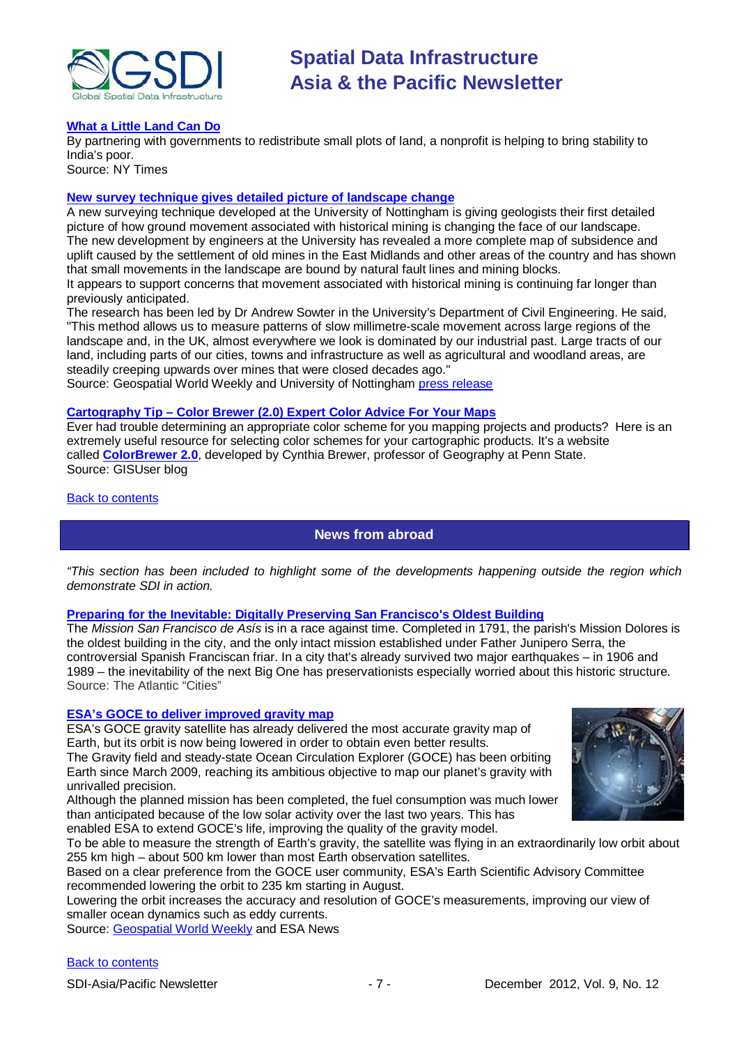**What a Little Land Can Do**

By partnering with governments to redistribute small plots of land, a nonprofit is helping to bring stability to India's poor.
Source: NY Times

**New survey technique gives detailed picture of landscape change**

A new surveying technique developed at the University of Nottingham is giving geologists their first detailed picture of how ground movement associated with historical mining is changing the face of our landscape.
The new development by engineers at the University has revealed a more complete map of subsidence and uplift caused by the settlement of old mines in the East Midlands and other areas of the country and has shown that small movements in the landscape are bound by natural fault lines and mining blocks.
It appears to support concerns that movement associated with historical mining is continuing far longer than previously anticipated.
The research has been led by Dr Andrew Sowter in the University's Department of Civil Engineering. He said, "This method allows us to measure patterns of slow millimetre-scale movement across large regions of the landscape and, in the UK, almost everywhere we look is dominated by our industrial past. Large tracts of our land, including parts of our cities, towns and infrastructure as well as agricultural and woodland areas, are steadily creeping upwards over mines that were closed decades ago."
Source: Geospatial World Weekly and University of Nottingham press release

**Cartography Tip – Color Brewer (2.0) Expert Color Advice For Your Maps**

Ever had trouble determining an appropriate color scheme for you mapping projects and products? Here is an extremely useful resource for selecting color schemes for your cartographic products. It's a website called **ColorBrewer 2.0**, developed by Cynthia Brewer, professor of Geography at Penn State.
Source: GISUser blog

Back to contents

## News from abroad

*"This section has been included to highlight some of the developments happening outside the region which demonstrate SDI in action.*

**Preparing for the Inevitable: Digitally Preserving San Francisco's Oldest Building**

The *Mission San Francisco de Asís* is in a race against time. Completed in 1791, the parish's Mission Dolores is the oldest building in the city, and the only intact mission established under Father Junipero Serra, the controversial Spanish Franciscan friar. In a city that's already survived two major earthquakes – in 1906 and 1989 – the inevitability of the next Big One has preservationists especially worried about this historic structure.
Source: The Atlantic "Cities"

**ESA's GOCE to deliver improved gravity map**

ESA's GOCE gravity satellite has already delivered the most accurate gravity map of Earth, but its orbit is now being lowered in order to obtain even better results.
The Gravity field and steady-state Ocean Circulation Explorer (GOCE) has been orbiting Earth since March 2009, reaching its ambitious objective to map our planet's gravity with unrivalled precision.
Although the planned mission has been completed, the fuel consumption was much lower than anticipated because of the low solar activity over the last two years. This has enabled ESA to extend GOCE's life, improving the quality of the gravity model.
To be able to measure the strength of Earth's gravity, the satellite was flying in an extraordinarily low orbit about 255 km high – about 500 km lower than most Earth observation satellites.
Based on a clear preference from the GOCE user community, ESA's Earth Scientific Advisory Committee recommended lowering the orbit to 235 km starting in August.
Lowering the orbit increases the accuracy and resolution of GOCE's measurements, improving our view of smaller ocean dynamics such as eddy currents.
Source: Geospatial World Weekly and ESA News

Back to contents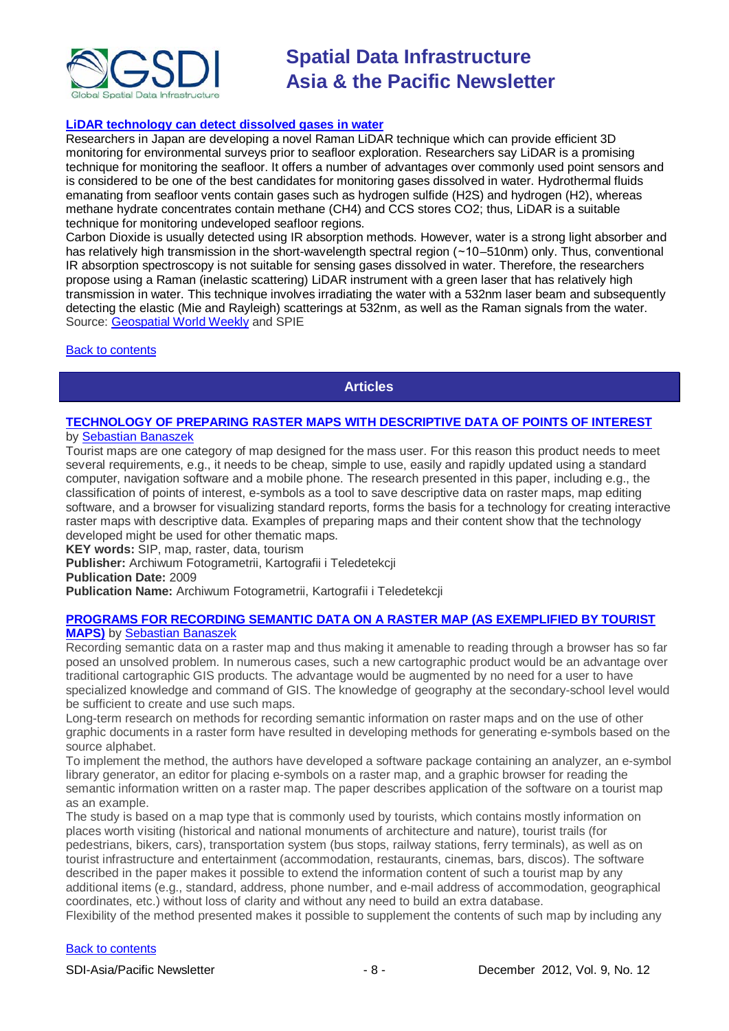### LiDAR technology can detect dissolved gases in water

Researchers in Japan are developing a novel Raman LiDAR technique which can provide efficient 3D monitoring for environmental surveys prior to seafloor exploration. Researchers say LiDAR is a promising technique for monitoring the seafloor. It offers a number of advantages over commonly used point sensors and is considered to be one of the best candidates for monitoring gases dissolved in water. Hydrothermal fluids emanating from seafloor vents contain gases such as hydrogen sulfide ($H_2S$) and hydrogen ($H_2$), whereas methane hydrate concentrates contain methane ($CH_4$) and CCS stores $CO_2$; thus, LiDAR is a suitable technique for monitoring undeveloped seafloor regions.

Carbon Dioxide is usually detected using IR absorption methods. However, water is a strong light absorber and has relatively high transmission in the short-wavelength spectral region (~10–510nm) only. Thus, conventional IR absorption spectroscopy is not suitable for sensing gases dissolved in water. Therefore, the researchers propose using a Raman (inelastic scattering) LiDAR instrument with a green laser that has relatively high transmission in water. This technique involves irradiating the water with a 532nm laser beam and subsequently detecting the elastic (Mie and Rayleigh) scatterings at 532nm, as well as the Raman signals from the water.

Source: Geospatial World Weekly and SPIE

Back to contents

## Articles

### TECHNOLOGY OF PREPARING RASTER MAPS WITH DESCRIPTIVE DATA OF POINTS OF INTEREST

by Sebastian Banaszek

Tourist maps are one category of map designed for the mass user. For this reason this product needs to meet several requirements, e.g., it needs to be cheap, simple to use, easily and rapidly updated using a standard computer, navigation software and a mobile phone. The research presented in this paper, including e.g., the classification of points of interest, e-symbols as a tool to save descriptive data on raster maps, map editing software, and a browser for visualizing standard reports, forms the basis for a technology for creating interactive raster maps with descriptive data. Examples of preparing maps and their content show that the technology developed might be used for other thematic maps.

**KEY words:** SIP, map, raster, data, tourism

**Publisher:** Archiwum Fotogrametrii, Kartografii i Teledetekcji

**Publication Date:** 2009

**Publication Name:** Archiwum Fotogrametrii, Kartografii i Teledetekcji

### PROGRAMS FOR RECORDING SEMANTIC DATA ON A RASTER MAP (AS EXEMPLIFIED BY TOURIST MAPS) by Sebastian Banaszek

Recording semantic data on a raster map and thus making it amenable to reading through a browser has so far posed an unsolved problem. In numerous cases, such a new cartographic product would be an advantage over traditional cartographic GIS products. The advantage would be augmented by no need for a user to have specialized knowledge and command of GIS. The knowledge of geography at the secondary-school level would be sufficient to create and use such maps.

Long-term research on methods for recording semantic information on raster maps and on the use of other graphic documents in a raster form have resulted in developing methods for generating e-symbols based on the source alphabet.

To implement the method, the authors have developed a software package containing an analyzer, an e-symbol library generator, an editor for placing e-symbols on a raster map, and a graphic browser for reading the semantic information written on a raster map. The paper describes application of the software on a tourist map as an example.

The study is based on a map type that is commonly used by tourists, which contains mostly information on places worth visiting (historical and national monuments of architecture and nature), tourist trails (for pedestrians, bikers, cars), transportation system (bus stops, railway stations, ferry terminals), as well as on tourist infrastructure and entertainment (accommodation, restaurants, cinemas, bars, discos). The software described in the paper makes it possible to extend the information content of such a tourist map by any additional items (e.g., standard, address, phone number, and e-mail address of accommodation, geographical coordinates, etc.) without loss of clarity and without any need to build an extra database.

Flexibility of the method presented makes it possible to supplement the contents of such map by including any

Back to contents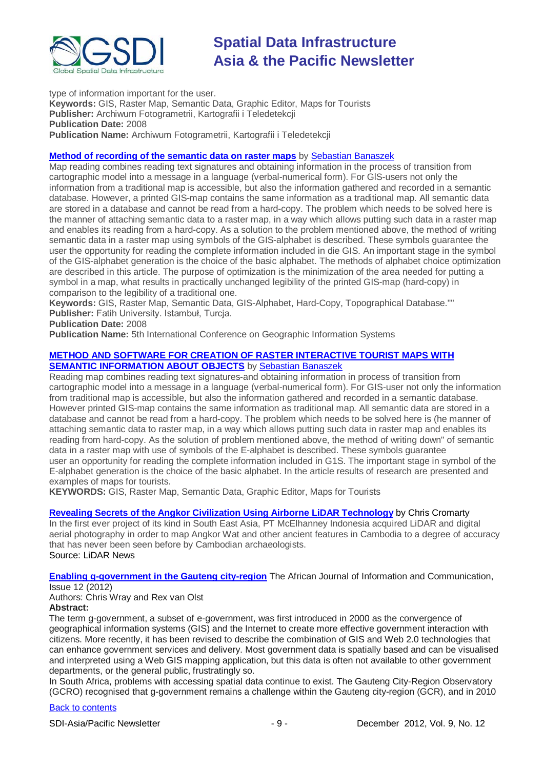type of information important for the user.
**Keywords:** GIS, Raster Map, Semantic Data, Graphic Editor, Maps for Tourists
**Publisher:** Archiwum Fotogrametrii, Kartografii i Teledetekcji
**Publication Date:** 2008
**Publication Name:** Archiwum Fotogrametrii, Kartografii i Teledetekcji

**Method of recording of the semantic data on raster maps** by Sebastian Banaszek
Map reading combines reading text signatures and obtaining information in the process of transition from cartographic model into a message in a language (verbal-numerical form). For GIS-users not only the information from a traditional map is accessible, but also the information gathered and recorded in a semantic database. However, a printed GIS-map contains the same information as a traditional map. All semantic data are stored in a database and cannot be read from a hard-copy. The problem which needs to be solved here is the manner of attaching semantic data to a raster map, in a way which allows putting such data in a raster map and enables its reading from a hard-copy. As a solution to the problem mentioned above, the method of writing semantic data in a raster map using symbols of the GIS-alphabet is described. These symbols guarantee the user the opportunity for reading the complete information included in die GIS. An important stage in the symbol of the GIS-alphabet generation is the choice of the basic alphabet. The methods of alphabet choice optimization are described in this article. The purpose of optimization is the minimization of the area needed for putting a symbol in a map, what results in practically unchanged legibility of the printed GIS-map (hard-copy) in comparison to the legibility of a traditional one.
**Keywords:** GIS, Raster Map, Semantic Data, GIS-Alphabet, Hard-Copy, Topographical Database.""
**Publisher:** Fatih University. Istambuł, Turcja.
**Publication Date:** 2008
**Publication Name:** 5th International Conference on Geographic Information Systems

**METHOD AND SOFTWARE FOR CREATION OF RASTER INTERACTIVE TOURIST MAPS WITH SEMANTIC INFORMATION ABOUT OBJECTS** by Sebastian Banaszek
Reading map combines reading text signatures-and obtaining information in process of transition from cartographic model into a message in a language (verbal-numerical form). For GIS-user not only the information from traditional map is accessible, but also the information gathered and recorded in a semantic database. However printed GIS-map contains the same information as traditional map. All semantic data are stored in a database and cannot be read from a hard-copy. The problem which needs to be solved here is the manner of attaching semantic data to raster map, in a way which allows putting such data in raster map and enables its reading from hard-copy. As the solution of problem mentioned above, the method of writing down" of semantic data in a raster map with use of symbols of the E-alphabet is described. These symbols guarantee user an opportunity for reading the complete information included in G1S. The important stage in symbol of the E-alphabet generation is the choice of the basic alphabet. In the article results of research are presented and examples of maps for tourists.
**KEYWORDS:** GIS, Raster Map, Semantic Data, Graphic Editor, Maps for Tourists

**Revealing Secrets of the Angkor Civilization Using Airborne LiDAR Technology** by Chris Cromarty
In the first ever project of its kind in South East Asia, PT McElhanney Indonesia acquired LiDAR and digital aerial photography in order to map Angkor Wat and other ancient features in Cambodia to a degree of accuracy that has never been seen before by Cambodian archaeologists.
Source: LiDAR News

**Enabling g-government in the Gauteng city-region** The African Journal of Information and Communication, Issue 12 (2012)
Authors: Chris Wray and Rex van Olst
**Abstract:**
The term g-government, a subset of e-government, was first introduced in 2000 as the convergence of geographical information systems (GIS) and the Internet to create more effective government interaction with citizens. More recently, it has been revised to describe the combination of GIS and Web 2.0 technologies that can enhance government services and delivery. Most government data is spatially based and can be visualised and interpreted using a Web GIS mapping application, but this data is often not available to other government departments, or the general public, frustratingly so.
In South Africa, problems with accessing spatial data continue to exist. The Gauteng City-Region Observatory (GCRO) recognised that g-government remains a challenge within the Gauteng city-region (GCR), and in 2010

Back to contents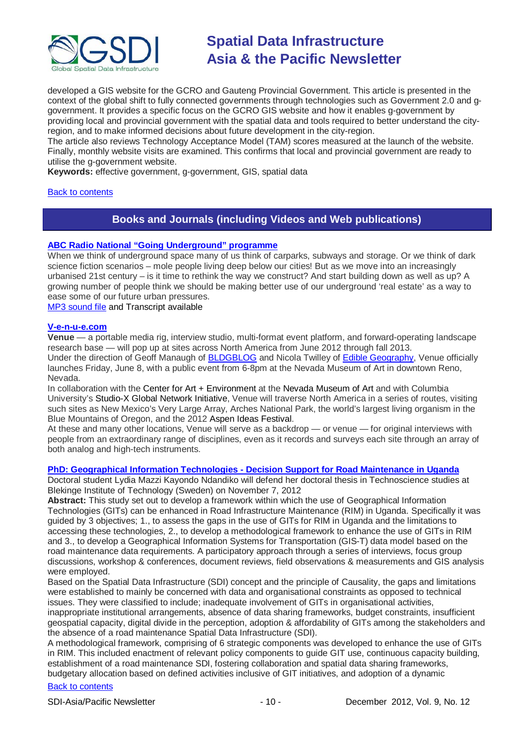developed a GIS website for the GCRO and Gauteng Provincial Government. This article is presented in the context of the global shift to fully connected governments through technologies such as Government 2.0 and g-government. It provides a specific focus on the GCRO GIS website and how it enables g-government by providing local and provincial government with the spatial data and tools required to better understand the city-region, and to make informed decisions about future development in the city-region.
The article also reviews Technology Acceptance Model (TAM) scores measured at the launch of the website. Finally, monthly website visits are examined. This confirms that local and provincial government are ready to utilise the g-government website.
**Keywords:** effective government, g-government, GIS, spatial data

Back to contents

## Books and Journals (including Videos and Web publications)

**ABC Radio National "Going Underground" programme**

When we think of underground space many of us think of carparks, subways and storage. Or we think of dark science fiction scenarios – mole people living deep below our cities! But as we move into an increasingly urbanised 21st century – is it time to rethink the way we construct? And start building down as well as up? A growing number of people think we should be making better use of our underground 'real estate' as a way to ease some of our future urban pressures.
MP3 sound file and Transcript available

**V-e-n-u-e.com**

**Venue** — a portable media rig, interview studio, multi-format event platform, and forward-operating landscape research base — will pop up at sites across North America from June 2012 through fall 2013.
Under the direction of Geoff Manaugh of BLDGBLOG and Nicola Twilley of Edible Geography, Venue officially launches Friday, June 8, with a public event from 6-8pm at the Nevada Museum of Art in downtown Reno, Nevada.
In collaboration with the Center for Art + Environment at the Nevada Museum of Art and with Columbia University's Studio-X Global Network Initiative, Venue will traverse North America in a series of routes, visiting such sites as New Mexico's Very Large Array, Arches National Park, the world's largest living organism in the Blue Mountains of Oregon, and the 2012 Aspen Ideas Festival.
At these and many other locations, Venue will serve as a backdrop — or venue — for original interviews with people from an extraordinary range of disciplines, even as it records and surveys each site through an array of both analog and high-tech instruments.

**PhD: Geographical Information Technologies - Decision Support for Road Maintenance in Uganda**

Doctoral student Lydia Mazzi Kayondo Ndandiko will defend her doctoral thesis in Technoscience studies at Blekinge Institute of Technology (Sweden) on November 7, 2012
**Abstract:** This study set out to develop a framework within which the use of Geographical Information Technologies (GITs) can be enhanced in Road Infrastructure Maintenance (RIM) in Uganda. Specifically it was guided by 3 objectives; 1., to assess the gaps in the use of GITs for RIM in Uganda and the limitations to accessing these technologies, 2., to develop a methodological framework to enhance the use of GITs in RIM and 3., to develop a Geographical Information Systems for Transportation (GIS-T) data model based on the road maintenance data requirements. A participatory approach through a series of interviews, focus group discussions, workshop & conferences, document reviews, field observations & measurements and GIS analysis were employed.
Based on the Spatial Data Infrastructure (SDI) concept and the principle of Causality, the gaps and limitations were established to mainly be concerned with data and organisational constraints as opposed to technical issues. They were classified to include; inadequate involvement of GITs in organisational activities, inappropriate institutional arrangements, absence of data sharing frameworks, budget constraints, insufficient geospatial capacity, digital divide in the perception, adoption & affordability of GITs among the stakeholders and the absence of a road maintenance Spatial Data Infrastructure (SDI).
A methodological framework, comprising of 6 strategic components was developed to enhance the use of GITs in RIM. This included enactment of relevant policy components to guide GIT use, continuous capacity building, establishment of a road maintenance SDI, fostering collaboration and spatial data sharing frameworks, budgetary allocation based on defined activities inclusive of GIT initiatives, and adoption of a dynamic

Back to contents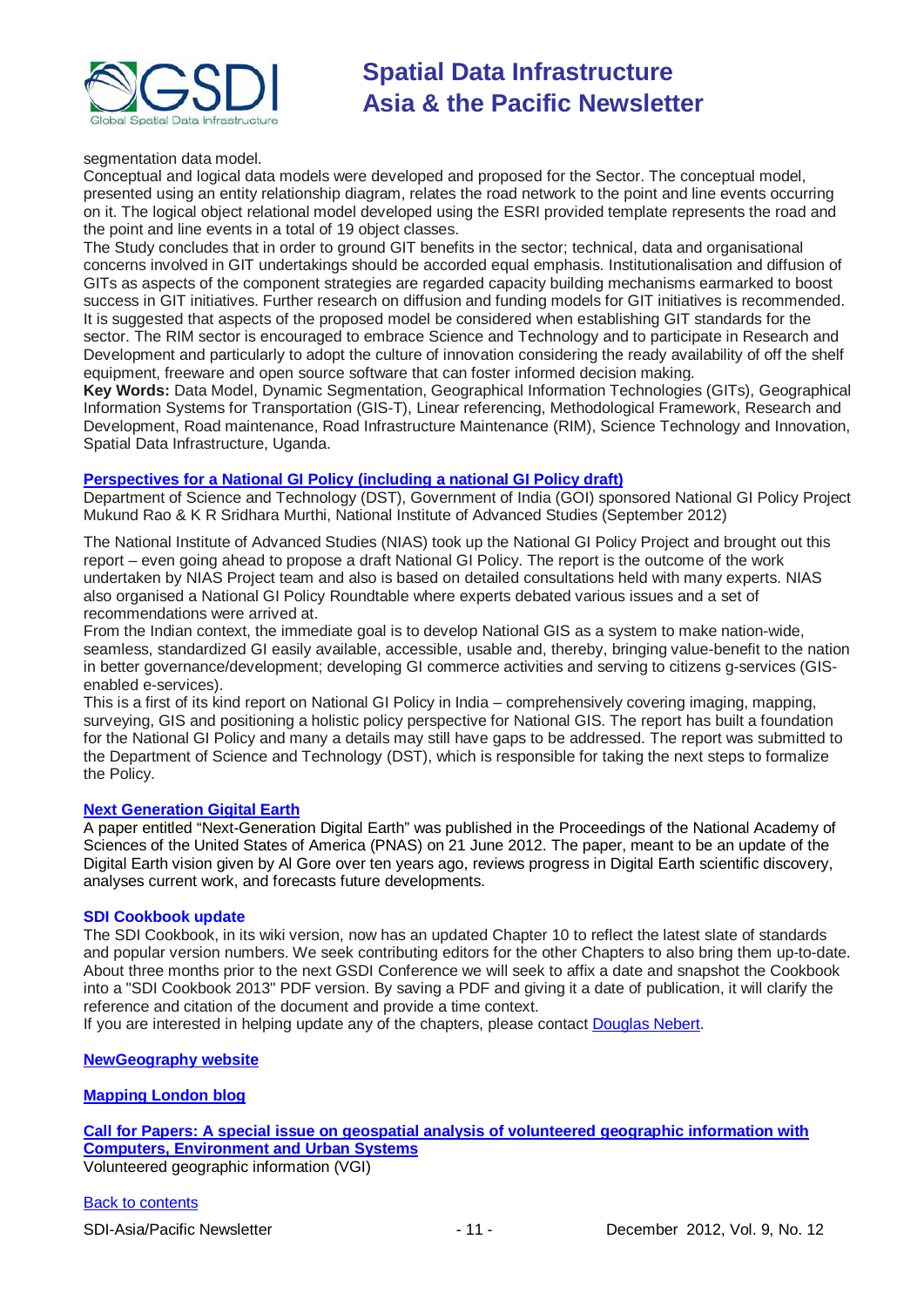segmentation data model.
Conceptual and logical data models were developed and proposed for the Sector. The conceptual model, presented using an entity relationship diagram, relates the road network to the point and line events occurring on it. The logical object relational model developed using the ESRI provided template represents the road and the point and line events in a total of 19 object classes.
The Study concludes that in order to ground GIT benefits in the sector; technical, data and organisational concerns involved in GIT undertakings should be accorded equal emphasis. Institutionalisation and diffusion of GITs as aspects of the component strategies are regarded capacity building mechanisms earmarked to boost success in GIT initiatives. Further research on diffusion and funding models for GIT initiatives is recommended. It is suggested that aspects of the proposed model be considered when establishing GIT standards for the sector. The RIM sector is encouraged to embrace Science and Technology and to participate in Research and Development and particularly to adopt the culture of innovation considering the ready availability of off the shelf equipment, freeware and open source software that can foster informed decision making.
**Key Words:** Data Model, Dynamic Segmentation, Geographical Information Technologies (GITs), Geographical Information Systems for Transportation (GIS-T), Linear referencing, Methodological Framework, Research and Development, Road maintenance, Road Infrastructure Maintenance (RIM), Science Technology and Innovation, Spatial Data Infrastructure, Uganda.

### Perspectives for a National GI Policy (including a national GI Policy draft)

Department of Science and Technology (DST), Government of India (GOI) sponsored National GI Policy Project
Mukund Rao & K R Sridhara Murthi, National Institute of Advanced Studies (September 2012)

The National Institute of Advanced Studies (NIAS) took up the National GI Policy Project and brought out this report – even going ahead to propose a draft National GI Policy. The report is the outcome of the work undertaken by NIAS Project team and also is based on detailed consultations held with many experts. NIAS also organised a National GI Policy Roundtable where experts debated various issues and a set of recommendations were arrived at.
From the Indian context, the immediate goal is to develop National GIS as a system to make nation-wide, seamless, standardized GI easily available, accessible, usable and, thereby, bringing value-benefit to the nation in better governance/development; developing GI commerce activities and serving to citizens g-services (GIS-enabled e-services).
This is a first of its kind report on National GI Policy in India – comprehensively covering imaging, mapping, surveying, GIS and positioning a holistic policy perspective for National GIS. The report has built a foundation for the National GI Policy and many a details may still have gaps to be addressed. The report was submitted to the Department of Science and Technology (DST), which is responsible for taking the next steps to formalize the Policy.

### Next Generation Gigital Earth

A paper entitled "Next-Generation Digital Earth" was published in the Proceedings of the National Academy of Sciences of the United States of America (PNAS) on 21 June 2012. The paper, meant to be an update of the Digital Earth vision given by Al Gore over ten years ago, reviews progress in Digital Earth scientific discovery, analyses current work, and forecasts future developments.

### SDI Cookbook update

The SDI Cookbook, in its wiki version, now has an updated Chapter 10 to reflect the latest slate of standards and popular version numbers. We seek contributing editors for the other Chapters to also bring them up-to-date. About three months prior to the next GSDI Conference we will seek to affix a date and snapshot the Cookbook into a "SDI Cookbook 2013" PDF version. By saving a PDF and giving it a date of publication, it will clarify the reference and citation of the document and provide a time context.
If you are interested in helping update any of the chapters, please contact Douglas Nebert.

### NewGeography website

### Mapping London blog

### Call for Papers: A special issue on geospatial analysis of volunteered geographic information with Computers, Environment and Urban Systems

Volunteered geographic information (VGI)

Back to contents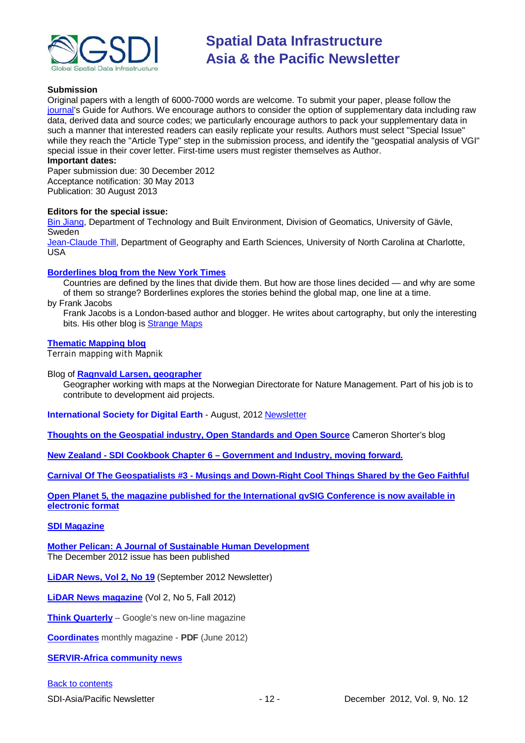**Submission**

Original papers with a length of 6000-7000 words are welcome. To submit your paper, please follow the journal's Guide for Authors. We encourage authors to consider the option of supplementary data including raw data, derived data and source codes; we particularly encourage authors to pack your supplementary data in such a manner that interested readers can easily replicate your results. Authors must select "Special Issue" while they reach the "Article Type" step in the submission process, and identify the "geospatial analysis of VGI" special issue in their cover letter. First-time users must register themselves as Author.

**Important dates:**

Paper submission due: 30 December 2012
Acceptance notification: 30 May 2013
Publication: 30 August 2013

**Editors for the special issue:**

Bin Jiang, Department of Technology and Built Environment, Division of Geomatics, University of Gävle, Sweden
Jean-Claude Thill, Department of Geography and Earth Sciences, University of North Carolina at Charlotte, USA

**Borderlines blog from the New York Times**

> Countries are defined by the lines that divide them. But how are those lines decided — and why are some of them so strange? Borderlines explores the stories behind the global map, one line at a time.

by Frank Jacobs

> Frank Jacobs is a London-based author and blogger. He writes about cartography, but only the interesting bits. His other blog is Strange Maps

**Thematic Mapping blog**

Terrain mapping with Mapnik

Blog of **Ragnvald Larsen, geographer**

> Geographer working with maps at the Norwegian Directorate for Nature Management. Part of his job is to contribute to development aid projects.

**International Society for Digital Earth** - August, 2012 Newsletter

**Thoughts on the Geospatial industry, Open Standards and Open Source** Cameron Shorter's blog

**New Zealand - SDI Cookbook Chapter 6 – Government and Industry, moving forward.**

**Carnival Of The Geospatialists #3 - Musings and Down-Right Cool Things Shared by the Geo Faithful**

**Open Planet 5, the magazine published for the International gvSIG Conference is now available in electronic format**

**SDI Magazine**

**Mother Pelican: A Journal of Sustainable Human Development**
The December 2012 issue has been published

**LiDAR News, Vol 2, No 19** (September 2012 Newsletter)

**LiDAR News magazine** (Vol 2, No 5, Fall 2012)

**Think Quarterly** – Google's new on-line magazine

**Coordinates** monthly magazine - **PDF** (June 2012)

**SERVIR-Africa community news**

Back to contents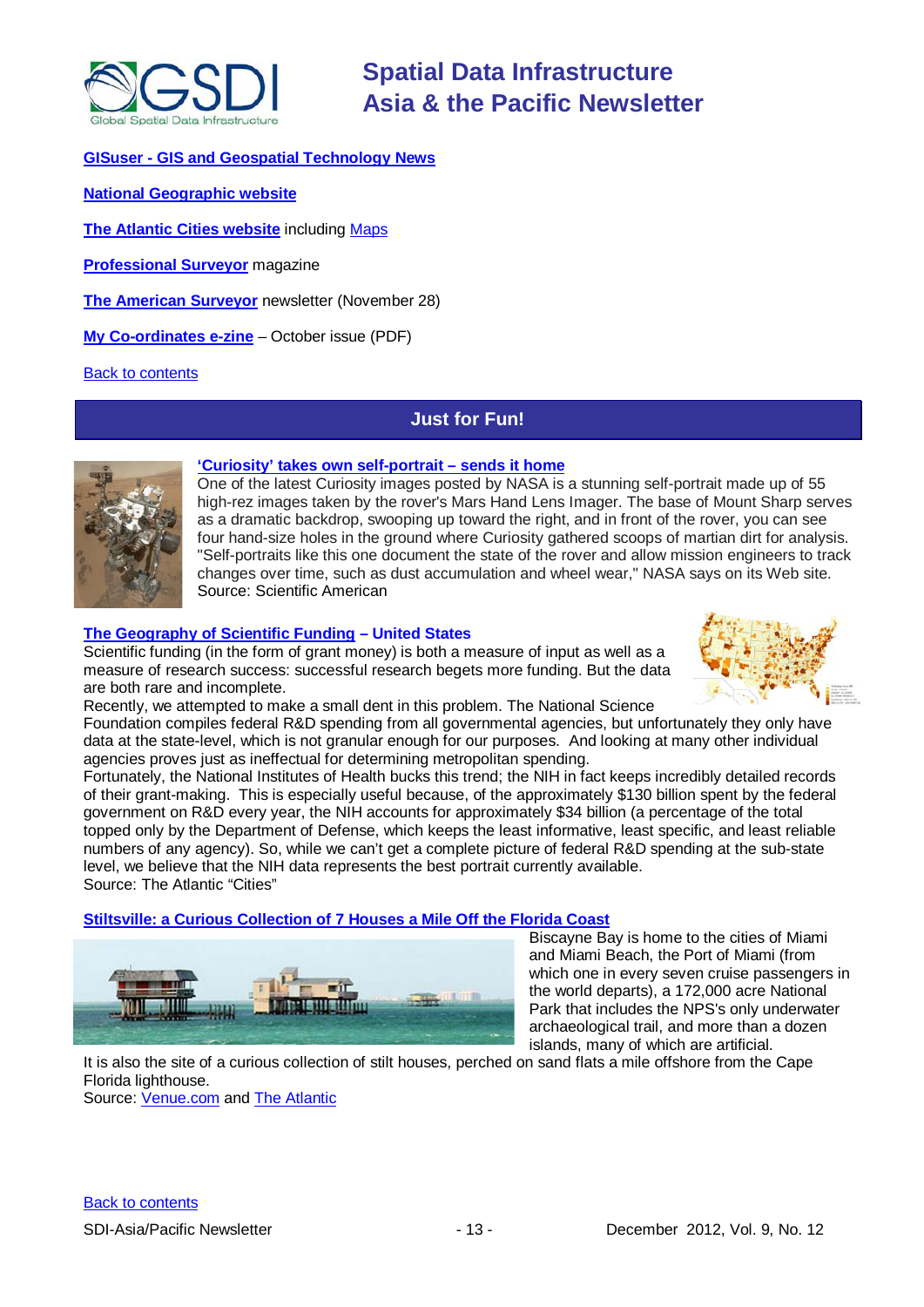**GISuser - GIS and Geospatial Technology News**

**National Geographic website**

**The Atlantic Cities website** including Maps

**Professional Surveyor** magazine

**The American Surveyor** newsletter (November 28)

**My Co-ordinates e-zine** – October issue (PDF)

Back to contents

## Just for Fun!

**'Curiosity' takes own self-portrait – sends it home**

One of the latest Curiosity images posted by NASA is a stunning self-portrait made up of 55 high-rez images taken by the rover's Mars Hand Lens Imager. The base of Mount Sharp serves as a dramatic backdrop, swooping up toward the right, and in front of the rover, you can see four hand-size holes in the ground where Curiosity gathered scoops of martian dirt for analysis. "Self-portraits like this one document the state of the rover and allow mission engineers to track changes over time, such as dust accumulation and wheel wear," NASA says on its Web site.
Source: Scientific American

**The Geography of Scientific Funding – United States**

Scientific funding (in the form of grant money) is both a measure of input as well as a measure of research success: successful research begets more funding. But the data are both rare and incomplete.
Recently, we attempted to make a small dent in this problem. The National Science Foundation compiles federal R&D spending from all governmental agencies, but unfortunately they only have data at the state-level, which is not granular enough for our purposes. And looking at many other individual agencies proves just as ineffectual for determining metropolitan spending.
Fortunately, the National Institutes of Health bucks this trend; the NIH in fact keeps incredibly detailed records of their grant-making. This is especially useful because, of the approximately $130 billion spent by the federal government on R&D every year, the NIH accounts for approximately $34 billion (a percentage of the total topped only by the Department of Defense, which keeps the least informative, least specific, and least reliable numbers of any agency). So, while we can't get a complete picture of federal R&D spending at the sub-state level, we believe that the NIH data represents the best portrait currently available.
Source: The Atlantic "Cities"

**Stiltsville: a Curious Collection of 7 Houses a Mile Off the Florida Coast**

Biscayne Bay is home to the cities of Miami and Miami Beach, the Port of Miami (from which one in every seven cruise passengers in the world departs), a 172,000 acre National Park that includes the NPS's only underwater archaeological trail, and more than a dozen islands, many of which are artificial.
It is also the site of a curious collection of stilt houses, perched on sand flats a mile offshore from the Cape Florida lighthouse.
Source: Venue.com and The Atlantic

Back to contents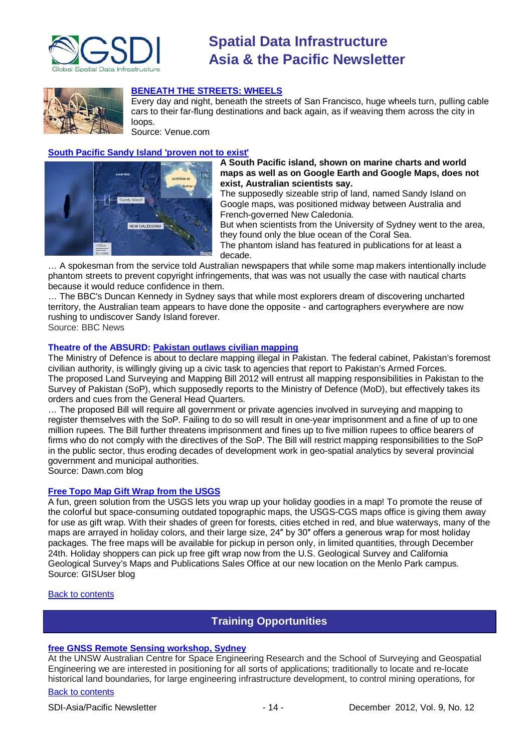**[BENEATH THE STREETS: WHEELS](#)**

Every day and night, beneath the streets of San Francisco, huge wheels turn, pulling cable cars to their far-flung destinations and back again, as if weaving them across the city in loops.

Source: Venue.com

**[South Pacific Sandy Island 'proven not to exist'](#)**

**A South Pacific island, shown on marine charts and world maps as well as on Google Earth and Google Maps, does not exist, Australian scientists say.**

The supposedly sizeable strip of land, named Sandy Island on Google maps, was positioned midway between Australia and French-governed New Caledonia.

But when scientists from the University of Sydney went to the area, they found only the blue ocean of the Coral Sea.

The phantom island has featured in publications for at least a decade.

… A spokesman from the service told Australian newspapers that while some map makers intentionally include phantom streets to prevent copyright infringements, that was was not usually the case with nautical charts because it would reduce confidence in them.

… The BBC's Duncan Kennedy in Sydney says that while most explorers dream of discovering uncharted territory, the Australian team appears to have done the opposite - and cartographers everywhere are now rushing to undiscover Sandy Island forever.

Source: BBC News

**Theatre of the ABSURD: [Pakistan outlaws civilian mapping](#)**

The Ministry of Defence is about to declare mapping illegal in Pakistan. The federal cabinet, Pakistan's foremost civilian authority, is willingly giving up a civic task to agencies that report to Pakistan's Armed Forces.

The proposed Land Surveying and Mapping Bill 2012 will entrust all mapping responsibilities in Pakistan to the Survey of Pakistan (SoP), which supposedly reports to the Ministry of Defence (MoD), but effectively takes its orders and cues from the General Head Quarters.

… The proposed Bill will require all government or private agencies involved in surveying and mapping to register themselves with the SoP. Failing to do so will result in one-year imprisonment and a fine of up to one million rupees. The Bill further threatens imprisonment and fines up to five million rupees to office bearers of firms who do not comply with the directives of the SoP. The Bill will restrict mapping responsibilities to the SoP in the public sector, thus eroding decades of development work in geo-spatial analytics by several provincial government and municipal authorities.

Source: Dawn.com blog

**[Free Topo Map Gift Wrap from the USGS](#)**

A fun, green solution from the USGS lets you wrap up your holiday goodies in a map! To promote the reuse of the colorful but space-consuming outdated topographic maps, the USGS-CGS maps office is giving them away for use as gift wrap. With their shades of green for forests, cities etched in red, and blue waterways, many of the maps are arrayed in holiday colors, and their large size, 24″ by 30″ offers a generous wrap for most holiday packages. The free maps will be available for pickup in person only, in limited quantities, through December 24th. Holiday shoppers can pick up free gift wrap now from the U.S. Geological Survey and California Geological Survey's Maps and Publications Sales Office at our new location on the Menlo Park campus.

Source: GISUser blog

[Back to contents](#)

## Training Opportunities

**[free GNSS Remote Sensing workshop, Sydney](#)**

At the UNSW Australian Centre for Space Engineering Research and the School of Surveying and Geospatial Engineering we are interested in positioning for all sorts of applications; traditionally to locate and re-locate historical land boundaries, for large engineering infrastructure development, to control mining operations, for

[Back to contents](#)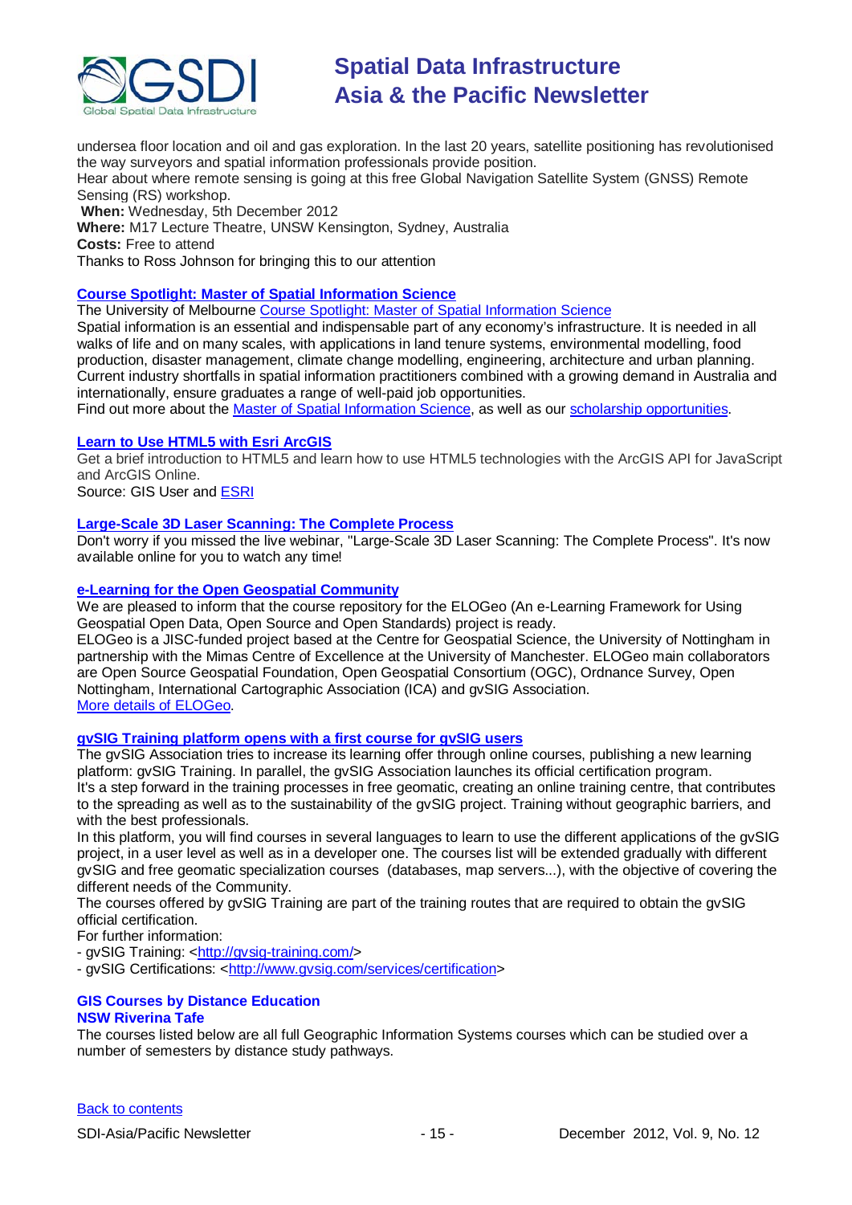undersea floor location and oil and gas exploration. In the last 20 years, satellite positioning has revolutionised the way surveyors and spatial information professionals provide position.

Hear about where remote sensing is going at this free Global Navigation Satellite System (GNSS) Remote Sensing (RS) workshop.

**When:** Wednesday, 5th December 2012

**Where:** M17 Lecture Theatre, UNSW Kensington, Sydney, Australia

**Costs:** Free to attend

Thanks to Ross Johnson for bringing this to our attention

### [Course Spotlight: Master of Spatial Information Science]

The University of Melbourne [Course Spotlight: Master of Spatial Information Science]

Spatial information is an essential and indispensable part of any economy's infrastructure. It is needed in all walks of life and on many scales, with applications in land tenure systems, environmental modelling, food production, disaster management, climate change modelling, engineering, architecture and urban planning. Current industry shortfalls in spatial information practitioners combined with a growing demand in Australia and internationally, ensure graduates a range of well-paid job opportunities.

Find out more about the [Master of Spatial Information Science], as well as our [scholarship opportunities].

### [Learn to Use HTML5 with Esri ArcGIS]

Get a brief introduction to HTML5 and learn how to use HTML5 technologies with the ArcGIS API for JavaScript and ArcGIS Online.

Source: GIS User and [ESRI]

### [Large-Scale 3D Laser Scanning: The Complete Process]

Don't worry if you missed the live webinar, "Large-Scale 3D Laser Scanning: The Complete Process". It's now available online for you to watch any time!

### [e-Learning for the Open Geospatial Community]

We are pleased to inform that the course repository for the ELOGeo (An e-Learning Framework for Using Geospatial Open Data, Open Source and Open Standards) project is ready.

ELOGeo is a JISC-funded project based at the Centre for Geospatial Science, the University of Nottingham in partnership with the Mimas Centre of Excellence at the University of Manchester. ELOGeo main collaborators are Open Source Geospatial Foundation, Open Geospatial Consortium (OGC), Ordnance Survey, Open Nottingham, International Cartographic Association (ICA) and gvSIG Association.

[More details of ELOGeo].

### [gvSIG Training platform opens with a first course for gvSIG users]

The gvSIG Association tries to increase its learning offer through online courses, publishing a new learning platform: gvSIG Training. In parallel, the gvSIG Association launches its official certification program.

It's a step forward in the training processes in free geomatic, creating an online training centre, that contributes to the spreading as well as to the sustainability of the gvSIG project. Training without geographic barriers, and with the best professionals.

In this platform, you will find courses in several languages to learn to use the different applications of the gvSIG project, in a user level as well as in a developer one. The courses list will be extended gradually with different gvSIG and free geomatic specialization courses (databases, map servers...), with the objective of covering the different needs of the Community.

The courses offered by gvSIG Training are part of the training routes that are required to obtain the gvSIG official certification.

For further information:

- gvSIG Training: <http://gvsig-training.com/>
- gvSIG Certifications: <http://www.gvsig.com/services/certification>

### GIS Courses by Distance Education
### NSW Riverina Tafe

The courses listed below are all full Geographic Information Systems courses which can be studied over a number of semesters by distance study pathways.

[Back to contents]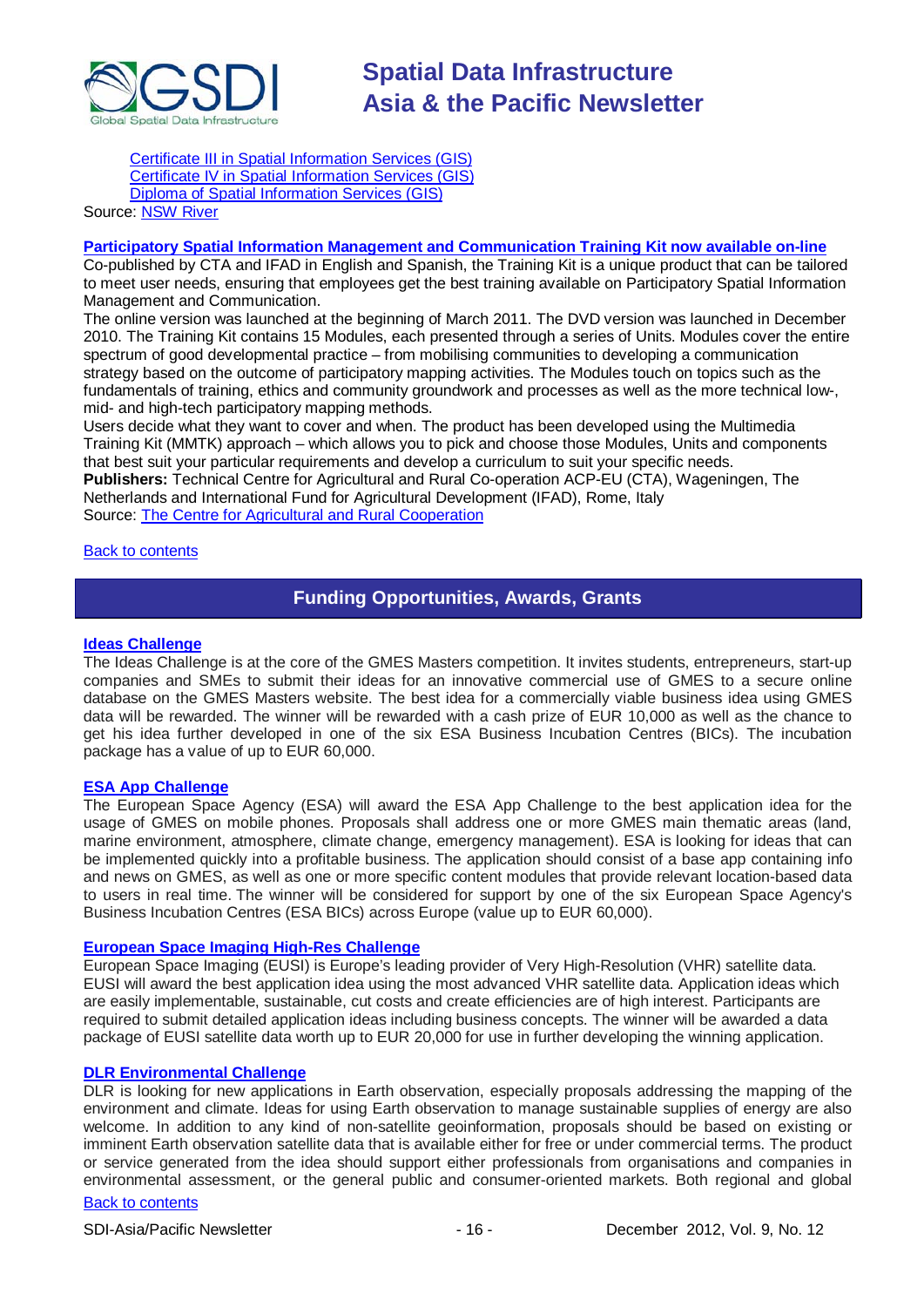Certificate III in Spatial Information Services (GIS)
Certificate IV in Spatial Information Services (GIS)
Diploma of Spatial Information Services (GIS)

Source: NSW River

**Participatory Spatial Information Management and Communication Training Kit now available on-line**

Co-published by CTA and IFAD in English and Spanish, the Training Kit is a unique product that can be tailored to meet user needs, ensuring that employees get the best training available on Participatory Spatial Information Management and Communication.

The online version was launched at the beginning of March 2011. The DVD version was launched in December 2010. The Training Kit contains 15 Modules, each presented through a series of Units. Modules cover the entire spectrum of good developmental practice – from mobilising communities to developing a communication strategy based on the outcome of participatory mapping activities. The Modules touch on topics such as the fundamentals of training, ethics and community groundwork and processes as well as the more technical low-, mid- and high-tech participatory mapping methods.

Users decide what they want to cover and when. The product has been developed using the Multimedia Training Kit (MMTK) approach – which allows you to pick and choose those Modules, Units and components that best suit your particular requirements and develop a curriculum to suit your specific needs.

**Publishers:** Technical Centre for Agricultural and Rural Co-operation ACP-EU (CTA), Wageningen, The Netherlands and International Fund for Agricultural Development (IFAD), Rome, Italy

Source: The Centre for Agricultural and Rural Cooperation

Back to contents

## Funding Opportunities, Awards, Grants

**Ideas Challenge**

The Ideas Challenge is at the core of the GMES Masters competition. It invites students, entrepreneurs, start-up companies and SMEs to submit their ideas for an innovative commercial use of GMES to a secure online database on the GMES Masters website. The best idea for a commercially viable business idea using GMES data will be rewarded. The winner will be rewarded with a cash prize of EUR 10,000 as well as the chance to get his idea further developed in one of the six ESA Business Incubation Centres (BICs). The incubation package has a value of up to EUR 60,000.

**ESA App Challenge**

The European Space Agency (ESA) will award the ESA App Challenge to the best application idea for the usage of GMES on mobile phones. Proposals shall address one or more GMES main thematic areas (land, marine environment, atmosphere, climate change, emergency management). ESA is looking for ideas that can be implemented quickly into a profitable business. The application should consist of a base app containing info and news on GMES, as well as one or more specific content modules that provide relevant location-based data to users in real time. The winner will be considered for support by one of the six European Space Agency's Business Incubation Centres (ESA BICs) across Europe (value up to EUR 60,000).

**European Space Imaging High-Res Challenge**

European Space Imaging (EUSI) is Europe's leading provider of Very High-Resolution (VHR) satellite data. EUSI will award the best application idea using the most advanced VHR satellite data. Application ideas which are easily implementable, sustainable, cut costs and create efficiencies are of high interest. Participants are required to submit detailed application ideas including business concepts. The winner will be awarded a data package of EUSI satellite data worth up to EUR 20,000 for use in further developing the winning application.

**DLR Environmental Challenge**

DLR is looking for new applications in Earth observation, especially proposals addressing the mapping of the environment and climate. Ideas for using Earth observation to manage sustainable supplies of energy are also welcome. In addition to any kind of non-satellite geoinformation, proposals should be based on existing or imminent Earth observation satellite data that is available either for free or under commercial terms. The product or service generated from the idea should support either professionals from organisations and companies in environmental assessment, or the general public and consumer-oriented markets. Both regional and global

Back to contents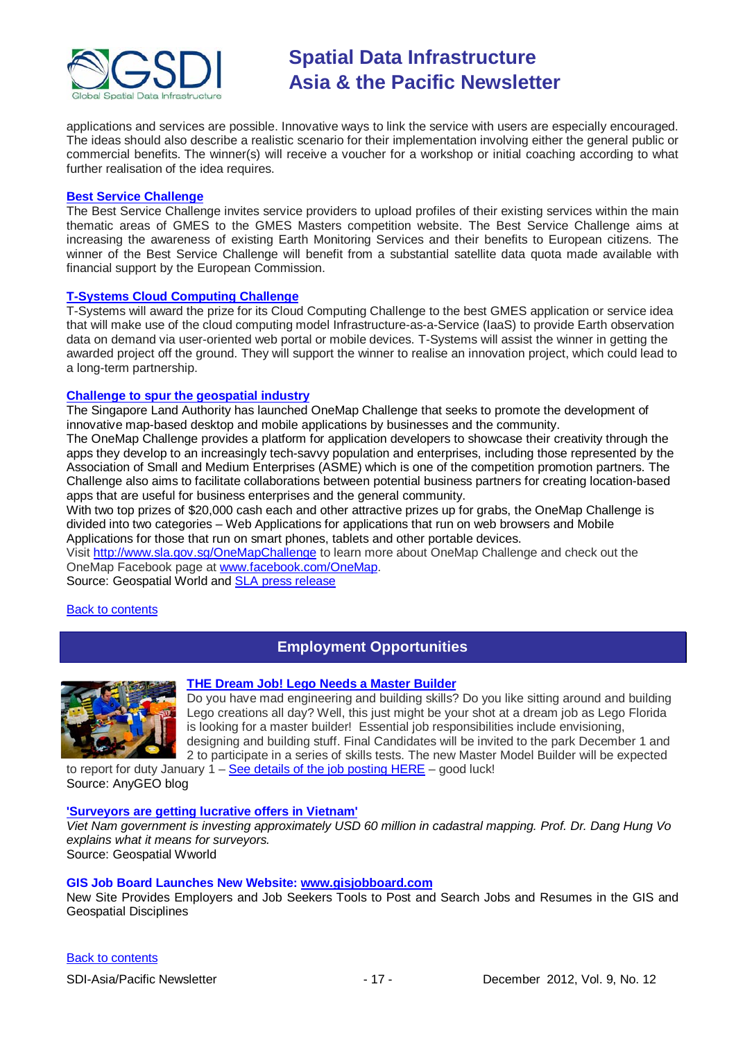applications and services are possible. Innovative ways to link the service with users are especially encouraged. The ideas should also describe a realistic scenario for their implementation involving either the general public or commercial benefits. The winner(s) will receive a voucher for a workshop or initial coaching according to what further realisation of the idea requires.

**Best Service Challenge**

The Best Service Challenge invites service providers to upload profiles of their existing services within the main thematic areas of GMES to the GMES Masters competition website. The Best Service Challenge aims at increasing the awareness of existing Earth Monitoring Services and their benefits to European citizens. The winner of the Best Service Challenge will benefit from a substantial satellite data quota made available with financial support by the European Commission.

**T-Systems Cloud Computing Challenge**

T-Systems will award the prize for its Cloud Computing Challenge to the best GMES application or service idea that will make use of the cloud computing model Infrastructure-as-a-Service (IaaS) to provide Earth observation data on demand via user-oriented web portal or mobile devices. T-Systems will assist the winner in getting the awarded project off the ground. They will support the winner to realise an innovation project, which could lead to a long-term partnership.

**Challenge to spur the geospatial industry**

The Singapore Land Authority has launched OneMap Challenge that seeks to promote the development of innovative map-based desktop and mobile applications by businesses and the community.
The OneMap Challenge provides a platform for application developers to showcase their creativity through the apps they develop to an increasingly tech-savvy population and enterprises, including those represented by the Association of Small and Medium Enterprises (ASME) which is one of the competition promotion partners. The Challenge also aims to facilitate collaborations between potential business partners for creating location-based apps that are useful for business enterprises and the general community.
With two top prizes of $20,000 cash each and other attractive prizes up for grabs, the OneMap Challenge is divided into two categories – Web Applications for applications that run on web browsers and Mobile Applications for those that run on smart phones, tablets and other portable devices.
Visit http://www.sla.gov.sg/OneMapChallenge to learn more about OneMap Challenge and check out the OneMap Facebook page at www.facebook.com/OneMap.
Source: Geospatial World and SLA press release

Back to contents

## Employment Opportunities

**THE Dream Job! Lego Needs a Master Builder**

Do you have mad engineering and building skills? Do you like sitting around and building Lego creations all day? Well, this just might be your shot at a dream job as Lego Florida is looking for a master builder! Essential job responsibilities include envisioning, designing and building stuff. Final Candidates will be invited to the park December 1 and 2 to participate in a series of skills tests. The new Master Model Builder will be expected to report for duty January 1 – See details of the job posting HERE – good luck!
Source: AnyGEO blog

**'Surveyors are getting lucrative offers in Vietnam'**

*Viet Nam government is investing approximately USD 60 million in cadastral mapping. Prof. Dr. Dang Hung Vo explains what it means for surveyors.*
Source: Geospatial Wworld

**GIS Job Board Launches New Website: www.gisjobboard.com**

New Site Provides Employers and Job Seekers Tools to Post and Search Jobs and Resumes in the GIS and Geospatial Disciplines

Back to contents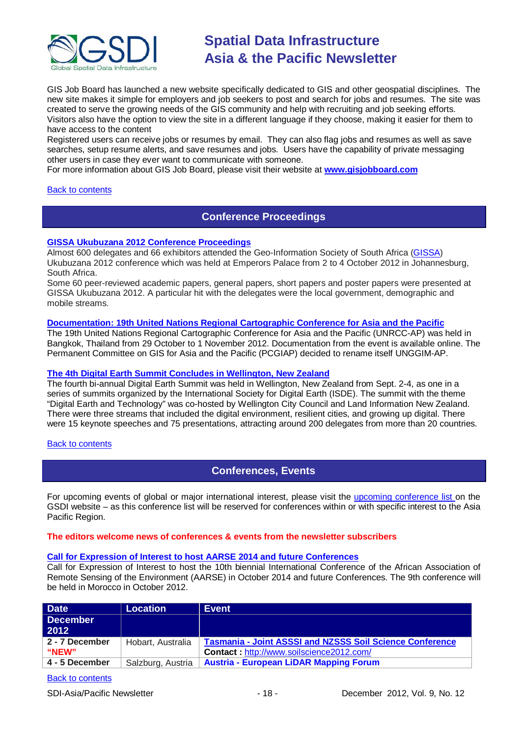GIS Job Board has launched a new website specifically dedicated to GIS and other geospatial disciplines. The new site makes it simple for employers and job seekers to post and search for jobs and resumes. The site was created to serve the growing needs of the GIS community and help with recruiting and job seeking efforts. Visitors also have the option to view the site in a different language if they choose, making it easier for them to have access to the content

Registered users can receive jobs or resumes by email. They can also flag jobs and resumes as well as save searches, setup resume alerts, and save resumes and jobs. Users have the capability of private messaging other users in case they ever want to communicate with someone.

For more information about GIS Job Board, please visit their website at **www.gisjobboard.com**

Back to contents

## Conference Proceedings

**GISSA Ukubuzana 2012 Conference Proceedings**

Almost 600 delegates and 66 exhibitors attended the Geo-Information Society of South Africa (GISSA) Ukubuzana 2012 conference which was held at Emperors Palace from 2 to 4 October 2012 in Johannesburg, South Africa.

Some 60 peer-reviewed academic papers, general papers, short papers and poster papers were presented at GISSA Ukubuzana 2012. A particular hit with the delegates were the local government, demographic and mobile streams.

**Documentation: 19th United Nations Regional Cartographic Conference for Asia and the Pacific**

The 19th United Nations Regional Cartographic Conference for Asia and the Pacific (UNRCC-AP) was held in Bangkok, Thailand from 29 October to 1 November 2012. Documentation from the event is available online. The Permanent Committee on GIS for Asia and the Pacific (PCGIAP) decided to rename itself UNGGIM-AP.

**The 4th Digital Earth Summit Concludes in Wellington, New Zealand**

The fourth bi-annual Digital Earth Summit was held in Wellington, New Zealand from Sept. 2-4, as one in a series of summits organized by the International Society for Digital Earth (ISDE). The summit with the theme "Digital Earth and Technology" was co-hosted by Wellington City Council and Land Information New Zealand. There were three streams that included the digital environment, resilient cities, and growing up digital. There were 15 keynote speeches and 75 presentations, attracting around 200 delegates from more than 20 countries.

Back to contents

## Conferences, Events

For upcoming events of global or major international interest, please visit the upcoming conference list on the GSDI website – as this conference list will be reserved for conferences within or with specific interest to the Asia Pacific Region.

**The editors welcome news of conferences & events from the newsletter subscribers**

**Call for Expression of Interest to host AARSE 2014 and future Conferences**

Call for Expression of Interest to host the 10th biennial International Conference of the African Association of Remote Sensing of the Environment (AARSE) in October 2014 and future Conferences. The 9th conference will be held in Morocco in October 2012.

| Date | Location | Event |
|---|---|---|
| **December 2012** | | |
| **2 - 7 December "NEW"** | Hobart, Australia | **Tasmania - Joint ASSSI and NZSSS Soil Science Conference**<br>**Contact :** http://www.soilscience2012.com/ |
| **4 - 5 December** | Salzburg, Austria | **Austria - European LiDAR Mapping Forum** |

Back to contents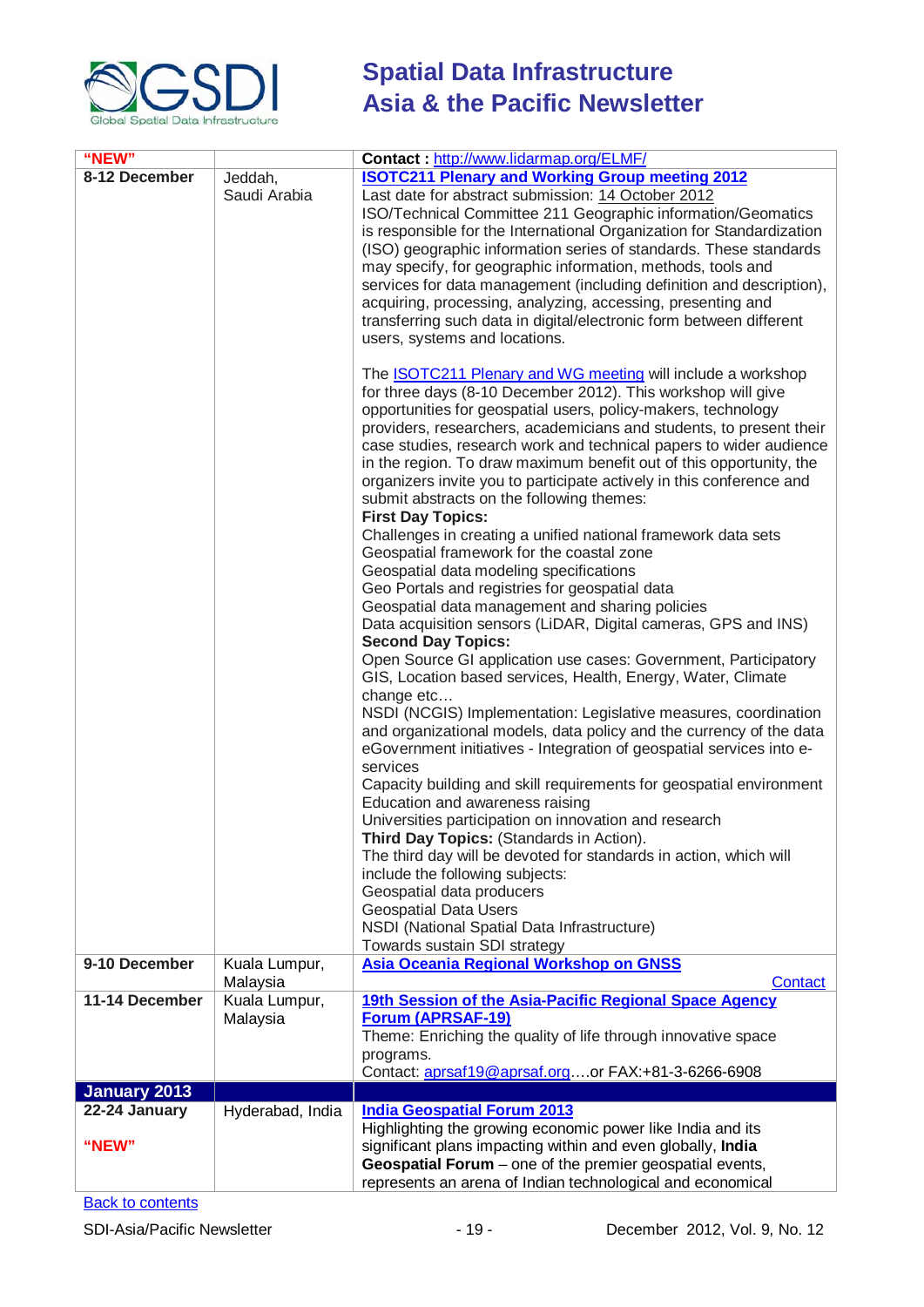| "NEW" | | Contact : http://www.lidarmap.org/ELMF/ |
|---|---|---|
| 8-12 December | Jeddah, Saudi Arabia | **ISOTC211 Plenary and Working Group meeting 2012**<br>Last date for abstract submission: 14 October 2012<br>ISO/Technical Committee 211 Geographic information/Geomatics is responsible for the International Organization for Standardization (ISO) geographic information series of standards. These standards may specify, for geographic information, methods, tools and services for data management (including definition and description), acquiring, processing, analyzing, accessing, presenting and transferring such data in digital/electronic form between different users, systems and locations.<br><br>The ISOTC211 Plenary and WG meeting will include a workshop for three days (8-10 December 2012). This workshop will give opportunities for geospatial users, policy-makers, technology providers, researchers, academicians and students, to present their case studies, research work and technical papers to wider audience in the region. To draw maximum benefit out of this opportunity, the organizers invite you to participate actively in this conference and submit abstracts on the following themes:<br>**First Day Topics:**<br>Challenges in creating a unified national framework data sets<br>Geospatial framework for the coastal zone<br>Geospatial data modeling specifications<br>Geo Portals and registries for geospatial data<br>Geospatial data management and sharing policies<br>Data acquisition sensors (LiDAR, Digital cameras, GPS and INS)<br>**Second Day Topics:**<br>Open Source GI application use cases: Government, Participatory GIS, Location based services, Health, Energy, Water, Climate change etc…<br>NSDI (NCGIS) Implementation: Legislative measures, coordination and organizational models, data policy and the currency of the data<br>eGovernment initiatives - Integration of geospatial services into e-services<br>Capacity building and skill requirements for geospatial environment<br>Education and awareness raising<br>Universities participation on innovation and research<br>**Third Day Topics:** (Standards in Action).<br>The third day will be devoted for standards in action, which will include the following subjects:<br>Geospatial data producers<br>Geospatial Data Users<br>NSDI (National Spatial Data Infrastructure)<br>Towards sustain SDI strategy |
| 9-10 December | Kuala Lumpur, Malaysia | **Asia Oceania Regional Workshop on GNSS**<br>Contact |
| 11-14 December | Kuala Lumpur, Malaysia | **19th Session of the Asia-Pacific Regional Space Agency Forum (APRSAF-19)**<br>Theme: Enriching the quality of life through innovative space programs.<br>Contact: aprsaf19@aprsaf.org….or FAX:+81-3-6266-6908 |
| **January 2013** | | |
| 22-24 January<br><br>"NEW" | Hyderabad, India | **India Geospatial Forum 2013**<br>Highlighting the growing economic power like India and its significant plans impacting within and even globally, **India Geospatial Forum** – one of the premier geospatial events, represents an arena of Indian technological and economical |

Back to contents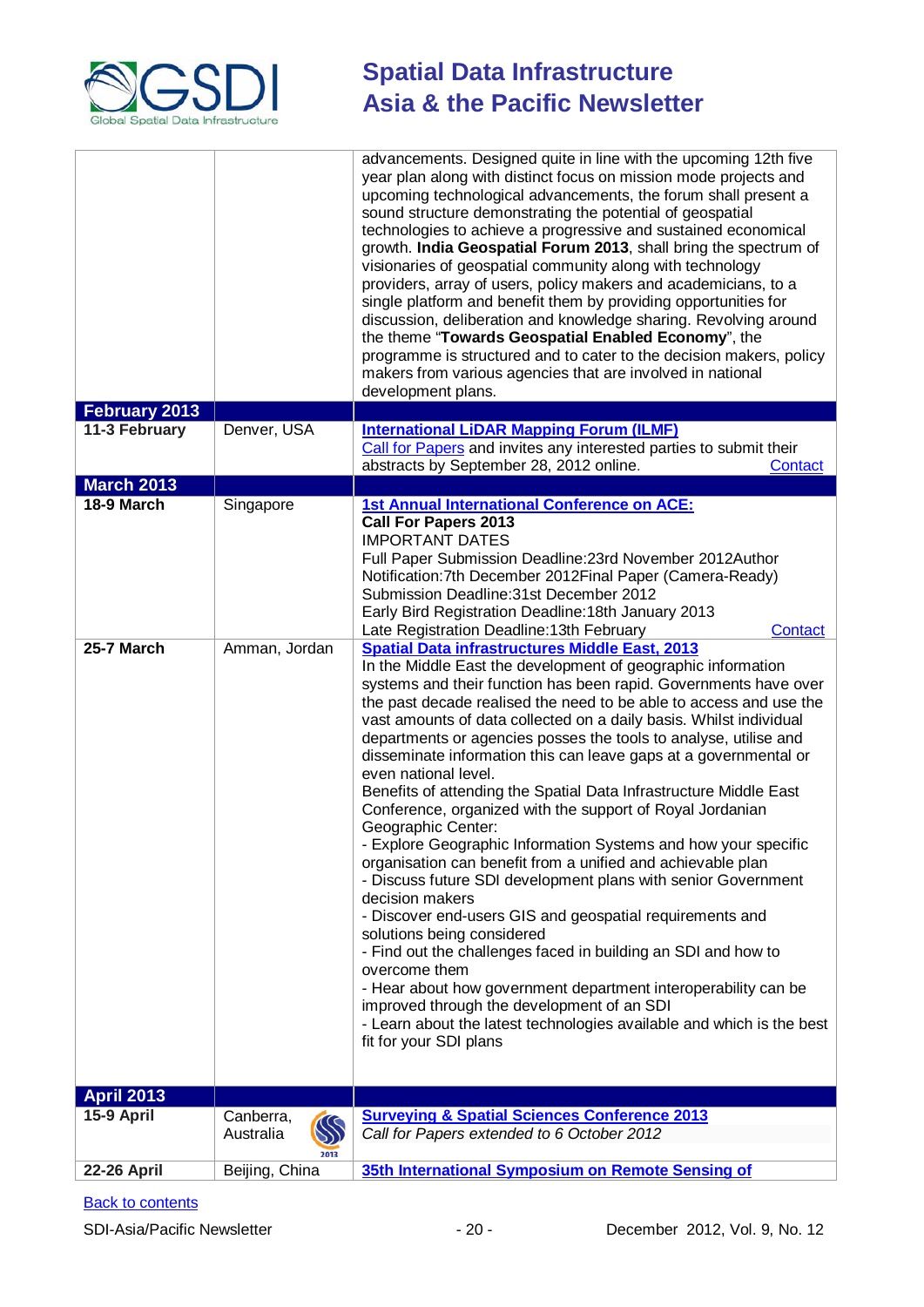| | | |
|---|---|---|
| | | advancements. Designed quite in line with the upcoming 12th five year plan along with distinct focus on mission mode projects and upcoming technological advancements, the forum shall present a sound structure demonstrating the potential of geospatial technologies to achieve a progressive and sustained economical growth. **India Geospatial Forum 2013**, shall bring the spectrum of visionaries of geospatial community along with technology providers, array of users, policy makers and academicians, to a single platform and benefit them by providing opportunities for discussion, deliberation and knowledge sharing. Revolving around the theme "**Towards Geospatial Enabled Economy**", the programme is structured and to cater to the decision makers, policy makers from various agencies that are involved in national development plans. |
| **February 2013** | | |
| **11-3 February** | Denver, USA | **International LiDAR Mapping Forum (ILMF)**<br>Call for Papers and invites any interested parties to submit their abstracts by September 28, 2012 online. Contact |
| **March 2013** | | |
| **18-9 March** | Singapore | **1st Annual International Conference on ACE:**<br>**Call For Papers 2013**<br>IMPORTANT DATES<br>Full Paper Submission Deadline:23rd November 2012Author Notification:7th December 2012Final Paper (Camera-Ready) Submission Deadline:31st December 2012<br>Early Bird Registration Deadline:18th January 2013<br>Late Registration Deadline:13th February Contact |
| **25-7 March** | Amman, Jordan | **Spatial Data infrastructures Middle East, 2013**<br>In the Middle East the development of geographic information systems and their function has been rapid. Governments have over the past decade realised the need to be able to access and use the vast amounts of data collected on a daily basis. Whilst individual departments or agencies posses the tools to analyse, utilise and disseminate information this can leave gaps at a governmental or even national level.<br>Benefits of attending the Spatial Data Infrastructure Middle East Conference, organized with the support of Royal Jordanian Geographic Center:<br>- Explore Geographic Information Systems and how your specific organisation can benefit from a unified and achievable plan<br>- Discuss future SDI development plans with senior Government decision makers<br>- Discover end-users GIS and geospatial requirements and solutions being considered<br>- Find out the challenges faced in building an SDI and how to overcome them<br>- Hear about how government department interoperability can be improved through the development of an SDI<br>- Learn about the latest technologies available and which is the best fit for your SDI plans |
| **April 2013** | | |
| **15-9 April** | Canberra, Australia | **Surveying & Spatial Sciences Conference 2013**<br>*Call for Papers extended to 6 October 2012* |
| **22-26 April** | Beijing, China | **35th International Symposium on Remote Sensing of** |

Back to contents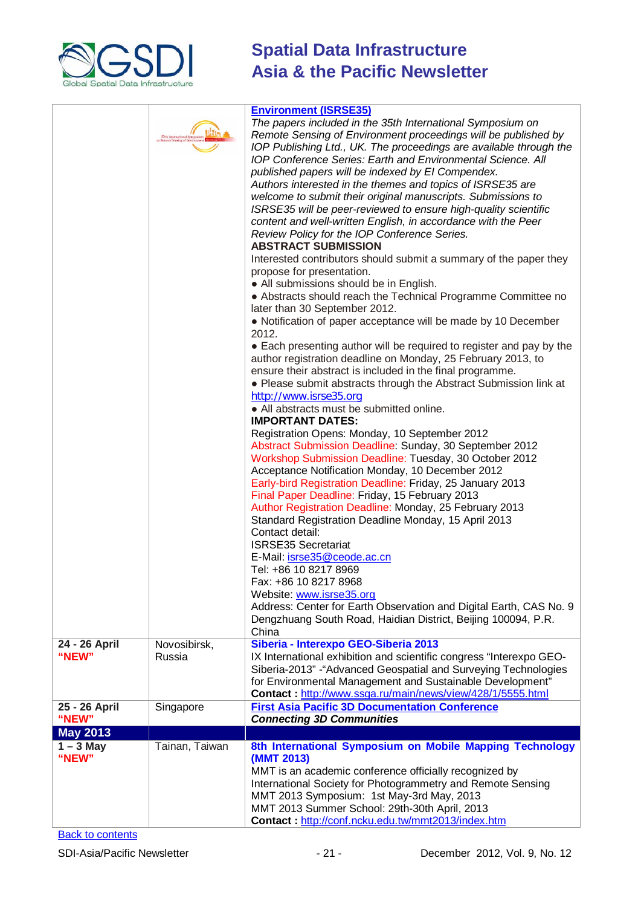| | | |
|---|---|---|
| | | **Environment (ISRSE35)**<br>*The papers included in the 35th International Symposium on Remote Sensing of Environment proceedings will be published by IOP Publishing Ltd., UK. The proceedings are available through the IOP Conference Series: Earth and Environmental Science. All published papers will be indexed by EI Compendex.*<br>*Authors interested in the themes and topics of ISRSE35 are welcome to submit their original manuscripts. Submissions to ISRSE35 will be peer-reviewed to ensure high-quality scientific content and well-written English, in accordance with the Peer Review Policy for the IOP Conference Series.*<br>**ABSTRACT SUBMISSION**<br>Interested contributors should submit a summary of the paper they propose for presentation.<br>● All submissions should be in English.<br>● Abstracts should reach the Technical Programme Committee no later than 30 September 2012.<br>● Notification of paper acceptance will be made by 10 December 2012.<br>● Each presenting author will be required to register and pay by the author registration deadline on Monday, 25 February 2013, to ensure their abstract is included in the final programme.<br>● Please submit abstracts through the Abstract Submission link at http://www.isrse35.org<br>● All abstracts must be submitted online.<br>**IMPORTANT DATES:**<br>Registration Opens: Monday, 10 September 2012<br>Abstract Submission Deadline: Sunday, 30 September 2012<br>Workshop Submission Deadline: Tuesday, 30 October 2012<br>Acceptance Notification Monday, 10 December 2012<br>Early-bird Registration Deadline: Friday, 25 January 2013<br>Final Paper Deadline: Friday, 15 February 2013<br>Author Registration Deadline: Monday, 25 February 2013<br>Standard Registration Deadline Monday, 15 April 2013<br>Contact detail:<br>ISRSE35 Secretariat<br>E-Mail: isrse35@ceode.ac.cn<br>Tel: +86 10 8217 8969<br>Fax: +86 10 8217 8968<br>Website: www.isrse35.org<br>Address: Center for Earth Observation and Digital Earth, CAS No. 9 Dengzhuang South Road, Haidian District, Beijing 100094, P.R. China |
| **24 - 26 April**<br>**"NEW"** | Novosibirsk, Russia | **Siberia - Interexpo GEO-Siberia 2013**<br>IX International exhibition and scientific congress "Interexpo GEO-Siberia-2013" -"Advanced Geospatial and Surveying Technologies for Environmental Management and Sustainable Development"<br>**Contact :** http://www.ssga.ru/main/news/view/428/1/5555.html |
| **25 - 26 April**<br>**"NEW"** | Singapore | **First Asia Pacific 3D Documentation Conference**<br>***Connecting 3D Communities*** |
| **May 2013** | | |
| **1 – 3 May**<br>**"NEW"** | Tainan, Taiwan | **8th International Symposium on Mobile Mapping Technology (MMT 2013)**<br>MMT is an academic conference officially recognized by International Society for Photogrammetry and Remote Sensing<br>MMT 2013 Symposium: 1st May-3rd May, 2013<br>MMT 2013 Summer School: 29th-30th April, 2013<br>**Contact :** http://conf.ncku.edu.tw/mmt2013/index.htm |

Back to contents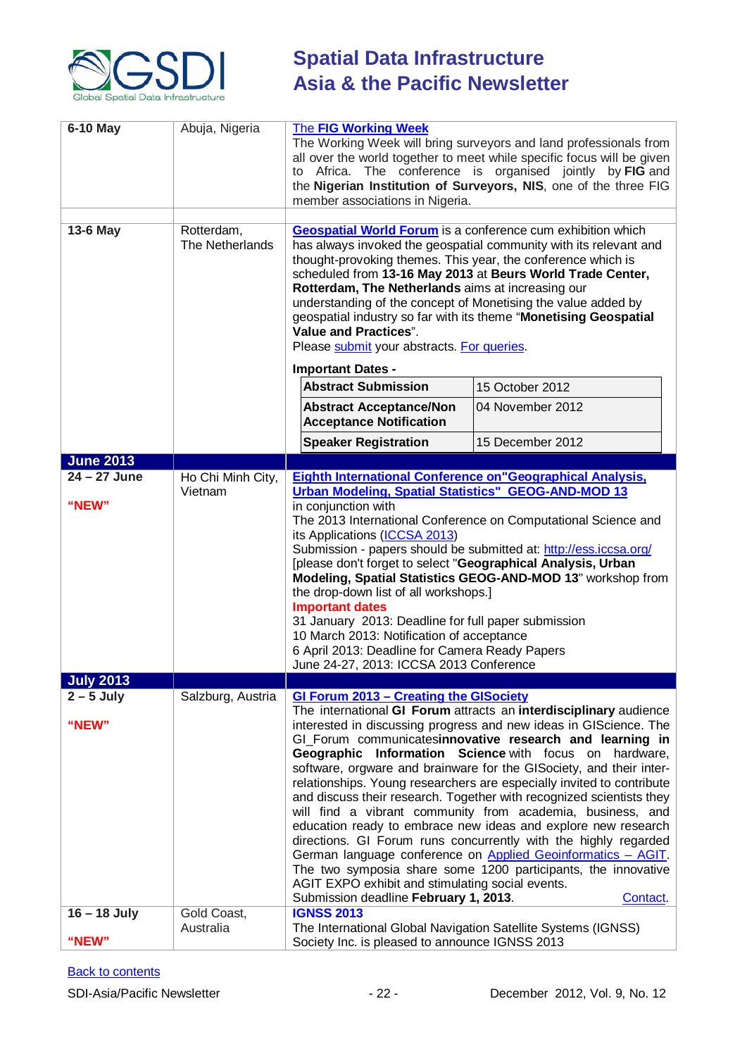| | | |
|---|---|---|
| **6-10 May** | Abuja, Nigeria | **The FIG Working Week**<br>The Working Week will bring surveyors and land professionals from all over the world together to meet while specific focus will be given to Africa. The conference is organised jointly by **FIG** and the **Nigerian Institution of Surveyors, NIS**, one of the three FIG member associations in Nigeria. |
| | | |
| **13-6 May** | Rotterdam, The Netherlands | **Geospatial World Forum** is a conference cum exhibition which has always invoked the geospatial community with its relevant and thought-provoking themes. This year, the conference which is scheduled from **13-16 May 2013** at **Beurs World Trade Center, Rotterdam, The Netherlands** aims at increasing our understanding of the concept of Monetising the value added by geospatial industry so far with its theme "**Monetising Geospatial Value and Practices**".<br>Please submit your abstracts. For queries.<br>**Important Dates -**<br>**Abstract Submission**: 15 October 2012<br>**Abstract Acceptance/Non Acceptance Notification**: 04 November 2012<br>**Speaker Registration**: 15 December 2012 |
| **June 2013** | | |
| **24 – 27 June**<br><br>**"NEW"** | Ho Chi Minh City, Vietnam | **Eighth International Conference on"Geographical Analysis, Urban Modeling, Spatial Statistics" GEOG-AND-MOD 13**<br>in conjunction with<br>The 2013 International Conference on Computational Science and its Applications (ICCSA 2013)<br>Submission - papers should be submitted at: http://ess.iccsa.org/<br>[please don't forget to select "**Geographical Analysis, Urban Modeling, Spatial Statistics GEOG-AND-MOD 13**" workshop from the drop-down list of all workshops.]<br>**Important dates**<br>31 January 2013: Deadline for full paper submission<br>10 March 2013: Notification of acceptance<br>6 April 2013: Deadline for Camera Ready Papers<br>June 24-27, 2013: ICCSA 2013 Conference |
| **July 2013** | | |
| **2 – 5 July**<br><br>**"NEW"** | Salzburg, Austria | **GI Forum 2013 – Creating the GISociety**<br>The international **GI Forum** attracts an **interdisciplinary** audience interested in discussing progress and new ideas in GIScience. The GI_Forum communicates**innovative research and learning in Geographic Information Science** with focus on hardware, software, orgware and brainware for the GISociety, and their inter-relationships. Young researchers are especially invited to contribute and discuss their research. Together with recognized scientists they will find a vibrant community from academia, business, and education ready to embrace new ideas and explore new research directions. GI Forum runs concurrently with the highly regarded German language conference on Applied Geoinformatics – AGIT. The two symposia share some 1200 participants, the innovative AGIT EXPO exhibit and stimulating social events.<br>Submission deadline **February 1, 2013**. Contact. |
| **16 – 18 July**<br><br>**"NEW"** | Gold Coast, Australia | **IGNSS 2013**<br>The International Global Navigation Satellite Systems (IGNSS) Society Inc. is pleased to announce IGNSS 2013 |

Back to contents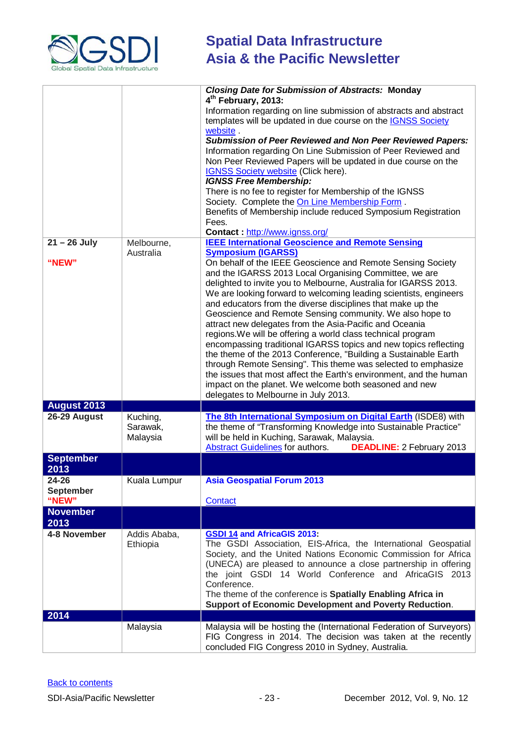| | | |
|---|---|---|
| | | ***Closing Date for Submission of Abstracts:* Monday 4th February, 2013:** Information regarding on line submission of abstracts and abstract templates will be updated in due course on the [IGNSS Society website](#) . ***Submission of Peer Reviewed and Non Peer Reviewed Papers:*** Information regarding On Line Submission of Peer Reviewed and Non Peer Reviewed Papers will be updated in due course on the [IGNSS Society website](#) (Click here). ***IGNSS Free Membership:*** There is no fee to register for Membership of the IGNSS Society. Complete the [On Line Membership Form](#) . Benefits of Membership include reduced Symposium Registration Fees. **Contact :** [http://www.ignss.org/](http://www.ignss.org/) |
| **21 – 26 July** **"NEW"** | Melbourne, Australia | **[IEEE International Geoscience and Remote Sensing Symposium (IGARSS)](#)** On behalf of the IEEE Geoscience and Remote Sensing Society and the IGARSS 2013 Local Organising Committee, we are delighted to invite you to Melbourne, Australia for IGARSS 2013. We are looking forward to welcoming leading scientists, engineers and educators from the diverse disciplines that make up the Geoscience and Remote Sensing community. We also hope to attract new delegates from the Asia-Pacific and Oceania regions.We will be offering a world class technical program encompassing traditional IGARSS topics and new topics reflecting the theme of the 2013 Conference, "Building a Sustainable Earth through Remote Sensing". This theme was selected to emphasize the issues that most affect the Earth's environment, and the human impact on the planet. We welcome both seasoned and new delegates to Melbourne in July 2013. |
| **August 2013** | | |
| **26-29 August** | Kuching, Sarawak, Malaysia | **[The 8th International Symposium on Digital Earth](#)** (ISDE8) with the theme of "Transforming Knowledge into Sustainable Practice" will be held in Kuching, Sarawak, Malaysia. [Abstract Guidelines](#) for authors. **DEADLINE:** 2 February 2013 |
| **September 2013** | | |
| **24-26 September** **"NEW"** | Kuala Lumpur | **Asia Geospatial Forum 2013** [Contact](#) |
| **November 2013** | | |
| **4-8 November** | Addis Ababa, Ethiopia | **[GSDI 14](#) and AfricaGIS 2013:** The GSDI Association, EIS-Africa, the International Geospatial Society, and the United Nations Economic Commission for Africa (UNECA) are pleased to announce a close partnership in offering the joint GSDI 14 World Conference and AfricaGIS 2013 Conference. The theme of the conference is **Spatially Enabling Africa in Support of Economic Development and Poverty Reduction**. |
| **2014** | | |
| | Malaysia | Malaysia will be hosting the (International Federation of Surveyors) FIG Congress in 2014. The decision was taken at the recently concluded FIG Congress 2010 in Sydney, Australia. |

[Back to contents](#)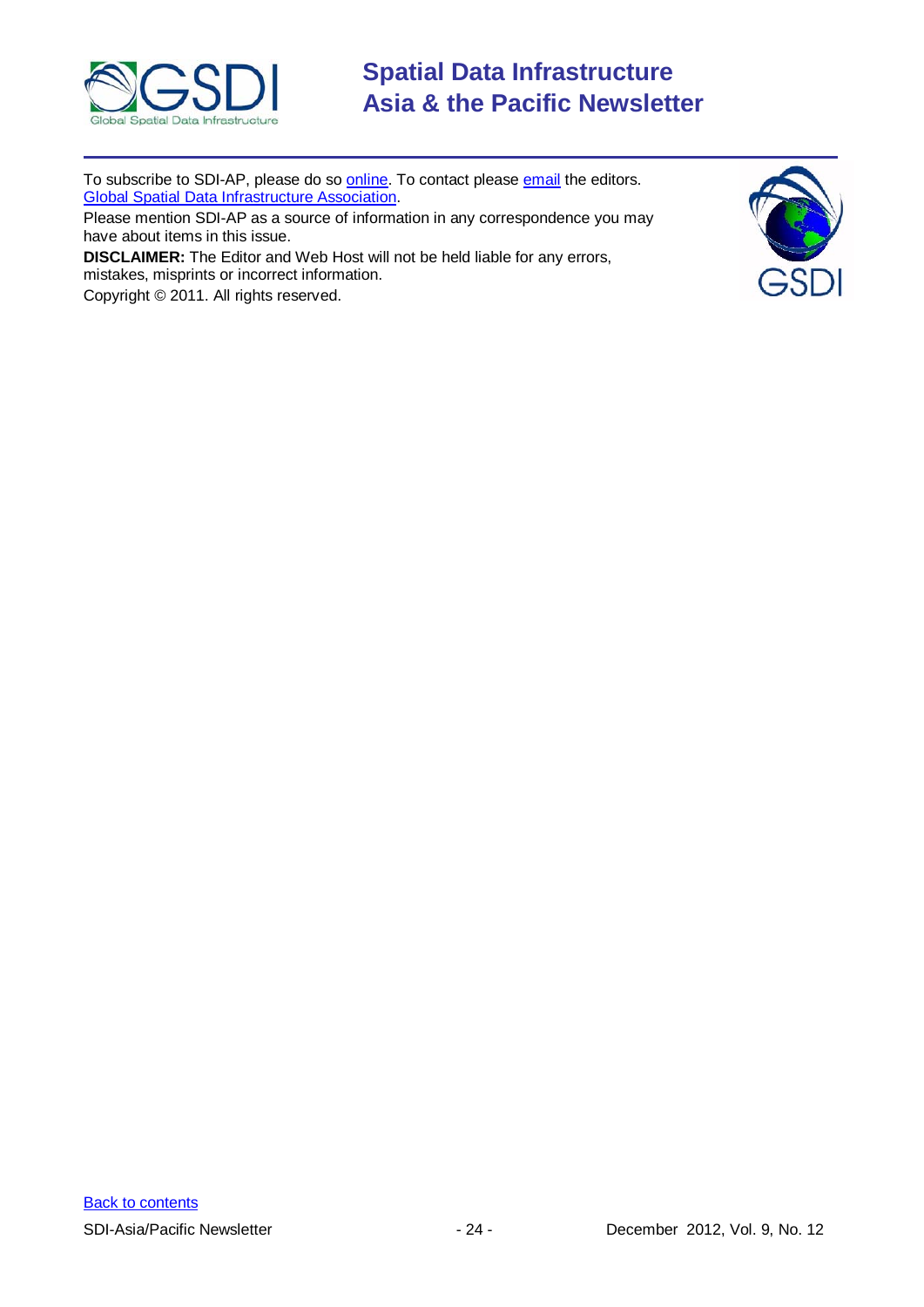To subscribe to SDI-AP, please do so online. To contact please email the editors. Global Spatial Data Infrastructure Association.

Please mention SDI-AP as a source of information in any correspondence you may have about items in this issue.

**DISCLAIMER:** The Editor and Web Host will not be held liable for any errors, mistakes, misprints or incorrect information.

Copyright © 2011. All rights reserved.

Back to contents